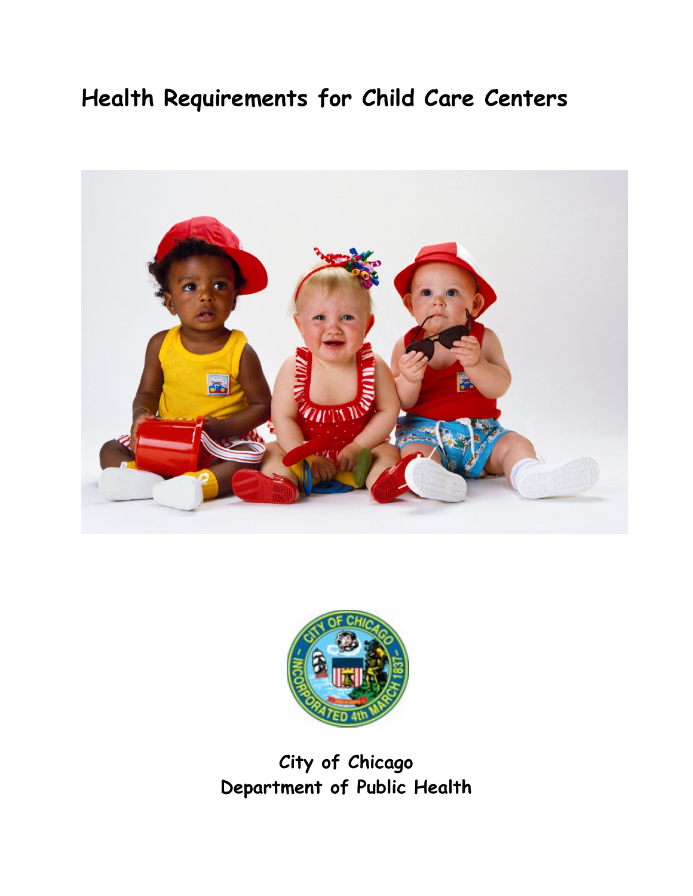# Health Requirements for Child Care Centers

City of Chicago
Department of Public Health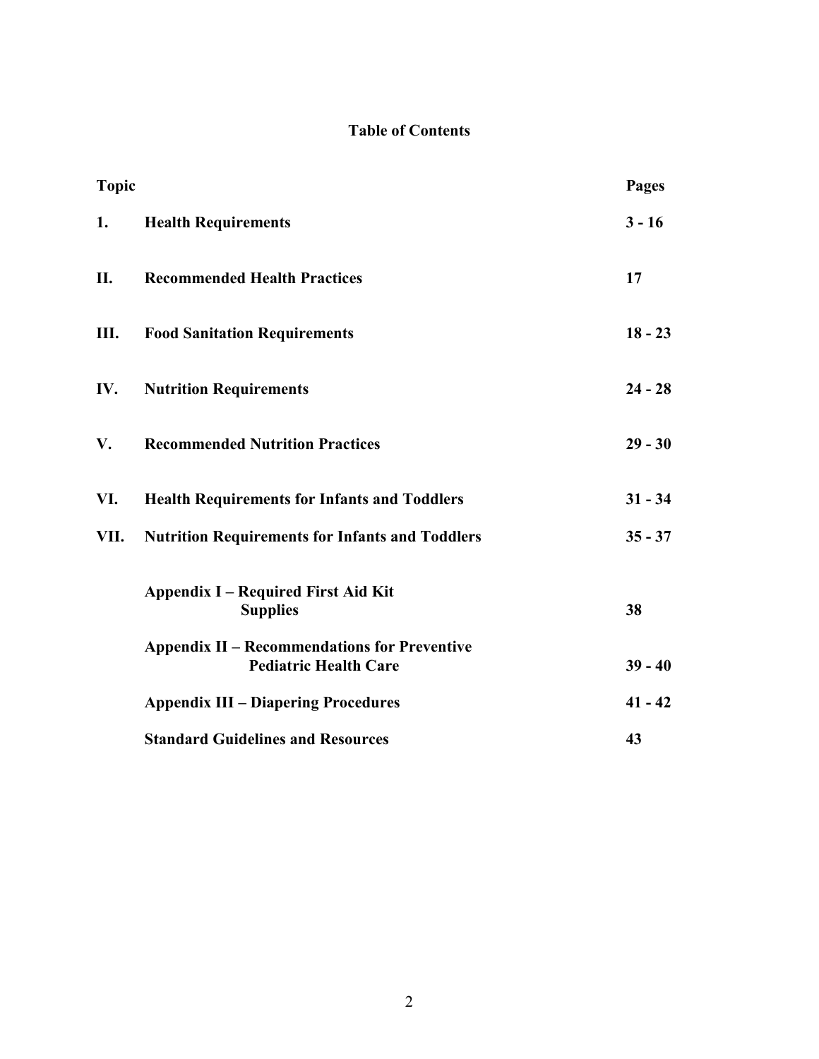# Table of Contents

| Topic | | Pages |
|---|---|---|
| **1.** | **Health Requirements** | **3 - 16** |
| **II.** | **Recommended Health Practices** | **17** |
| **III.** | **Food Sanitation Requirements** | **18 - 23** |
| **IV.** | **Nutrition Requirements** | **24 - 28** |
| **V.** | **Recommended Nutrition Practices** | **29 - 30** |
| **VI.** | **Health Requirements for Infants and Toddlers** | **31 - 34** |
| **VII.** | **Nutrition Requirements for Infants and Toddlers** | **35 - 37** |
| | **Appendix I – Required First Aid Kit Supplies** | **38** |
| | **Appendix II – Recommendations for Preventive Pediatric Health Care** | **39 - 40** |
| | **Appendix III – Diapering Procedures** | **41 - 42** |
| | **Standard Guidelines and Resources** | **43** |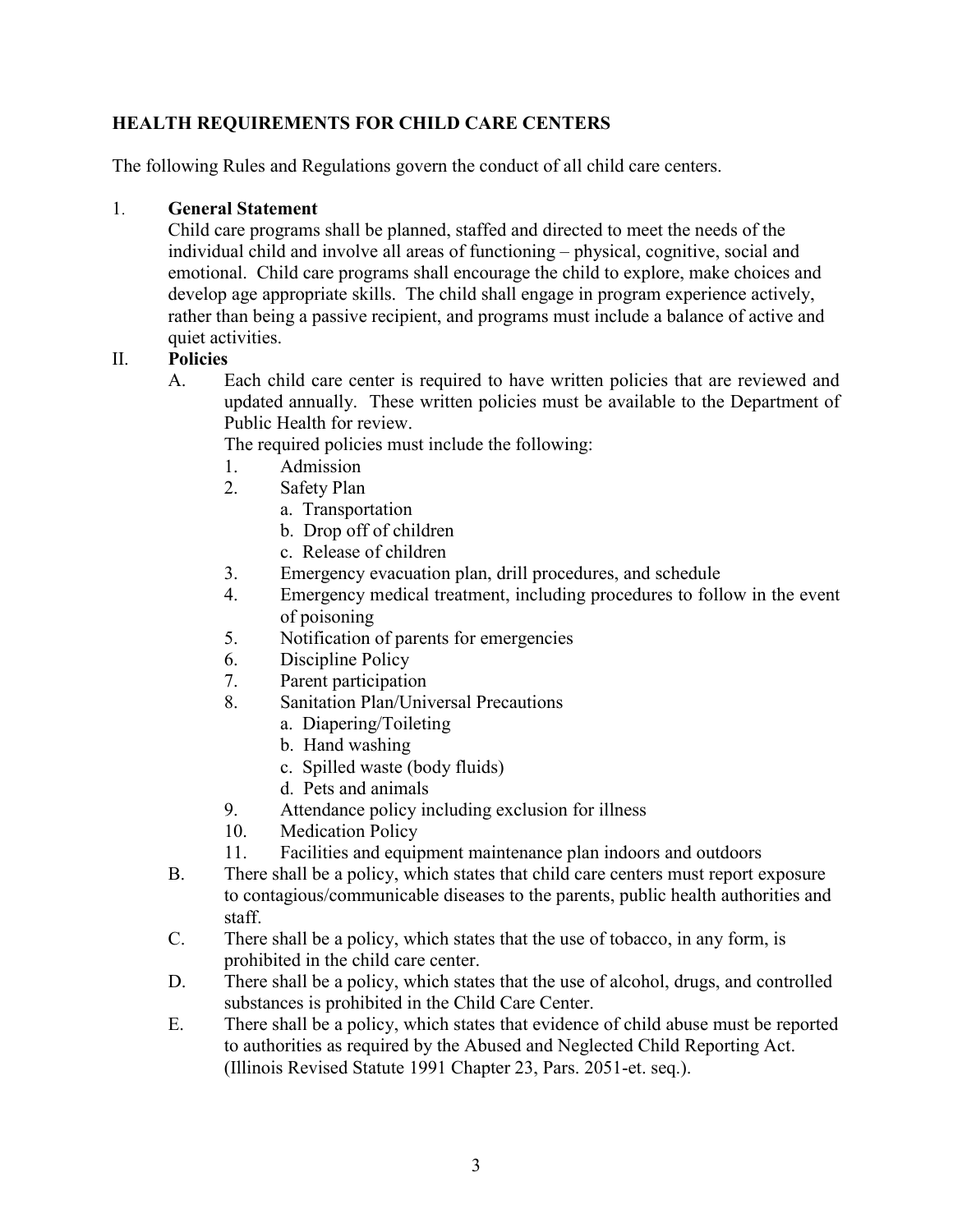## HEALTH REQUIREMENTS FOR CHILD CARE CENTERS

The following Rules and Regulations govern the conduct of all child care centers.

1. **General Statement**

   Child care programs shall be planned, staffed and directed to meet the needs of the individual child and involve all areas of functioning – physical, cognitive, social and emotional. Child care programs shall encourage the child to explore, make choices and develop age appropriate skills. The child shall engage in program experience actively, rather than being a passive recipient, and programs must include a balance of active and quiet activities.

II. **Policies**

   A. Each child care center is required to have written policies that are reviewed and updated annually. These written policies must be available to the Department of Public Health for review.

      The required policies must include the following:

      1. Admission
      2. Safety Plan
         a. Transportation
         b. Drop off of children
         c. Release of children
      3. Emergency evacuation plan, drill procedures, and schedule
      4. Emergency medical treatment, including procedures to follow in the event of poisoning
      5. Notification of parents for emergencies
      6. Discipline Policy
      7. Parent participation
      8. Sanitation Plan/Universal Precautions
         a. Diapering/Toileting
         b. Hand washing
         c. Spilled waste (body fluids)
         d. Pets and animals
      9. Attendance policy including exclusion for illness
      10. Medication Policy
      11. Facilities and equipment maintenance plan indoors and outdoors

   B. There shall be a policy, which states that child care centers must report exposure to contagious/communicable diseases to the parents, public health authorities and staff.

   C. There shall be a policy, which states that the use of tobacco, in any form, is prohibited in the child care center.

   D. There shall be a policy, which states that the use of alcohol, drugs, and controlled substances is prohibited in the Child Care Center.

   E. There shall be a policy, which states that evidence of child abuse must be reported to authorities as required by the Abused and Neglected Child Reporting Act. (Illinois Revised Statute 1991 Chapter 23, Pars. 2051-et. seq.).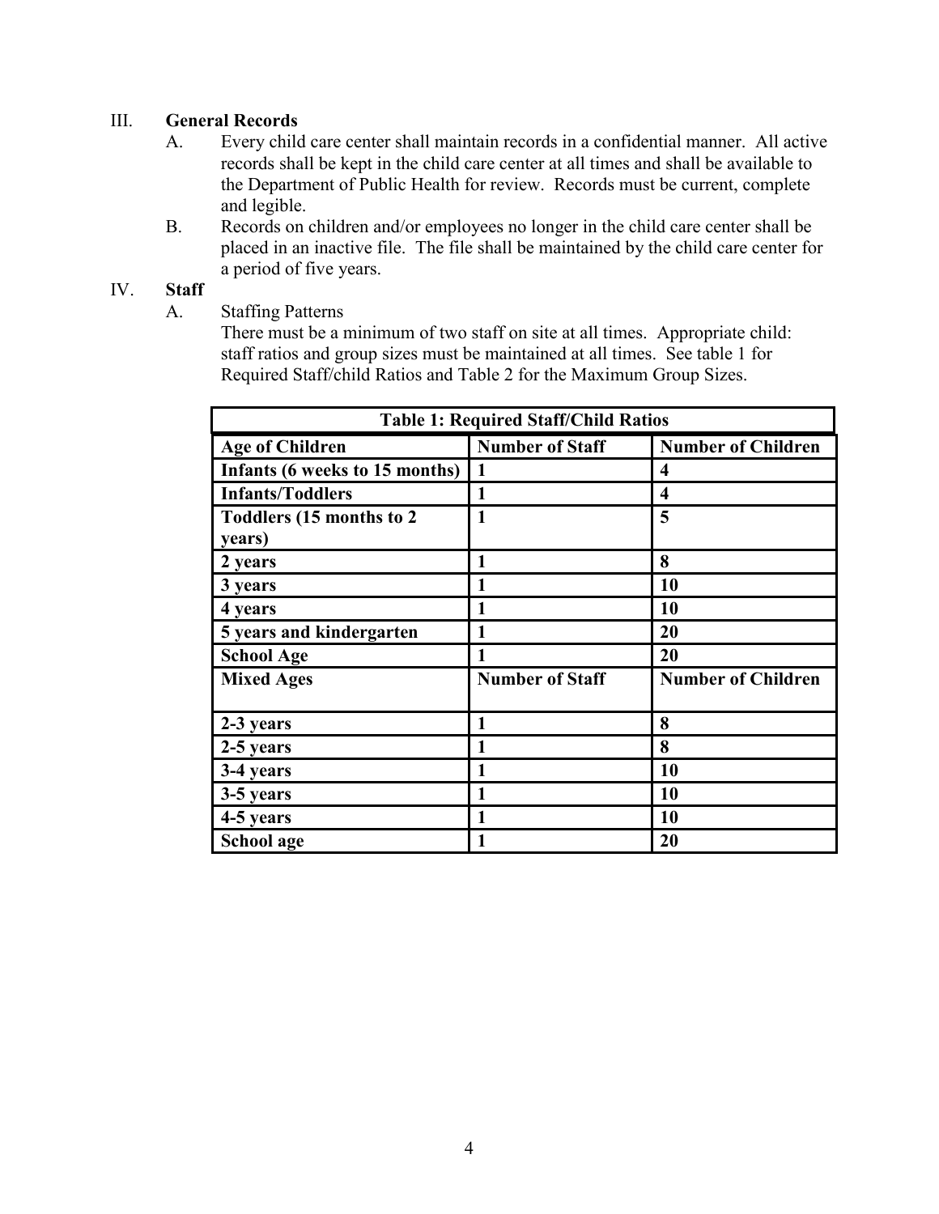III. **General Records**

A. Every child care center shall maintain records in a confidential manner. All active records shall be kept in the child care center at all times and shall be available to the Department of Public Health for review. Records must be current, complete and legible.

B. Records on children and/or employees no longer in the child care center shall be placed in an inactive file. The file shall be maintained by the child care center for a period of five years.

IV. **Staff**

A. Staffing Patterns

There must be a minimum of two staff on site at all times. Appropriate child: staff ratios and group sizes must be maintained at all times. See table 1 for Required Staff/child Ratios and Table 2 for the Maximum Group Sizes.

| **Table 1: Required Staff/Child Ratios** | | |
|---|---|---|
| **Age of Children** | **Number of Staff** | **Number of Children** |
| **Infants (6 weeks to 15 months)** | **1** | **4** |
| **Infants/Toddlers** | **1** | **4** |
| **Toddlers (15 months to 2 years)** | **1** | **5** |
| **2 years** | **1** | **8** |
| **3 years** | **1** | **10** |
| **4 years** | **1** | **10** |
| **5 years and kindergarten** | **1** | **20** |
| **School Age** | **1** | **20** |
| **Mixed Ages** | **Number of Staff** | **Number of Children** |
| **2-3 years** | **1** | **8** |
| **2-5 years** | **1** | **8** |
| **3-4 years** | **1** | **10** |
| **3-5 years** | **1** | **10** |
| **4-5 years** | **1** | **10** |
| **School age** | **1** | **20** |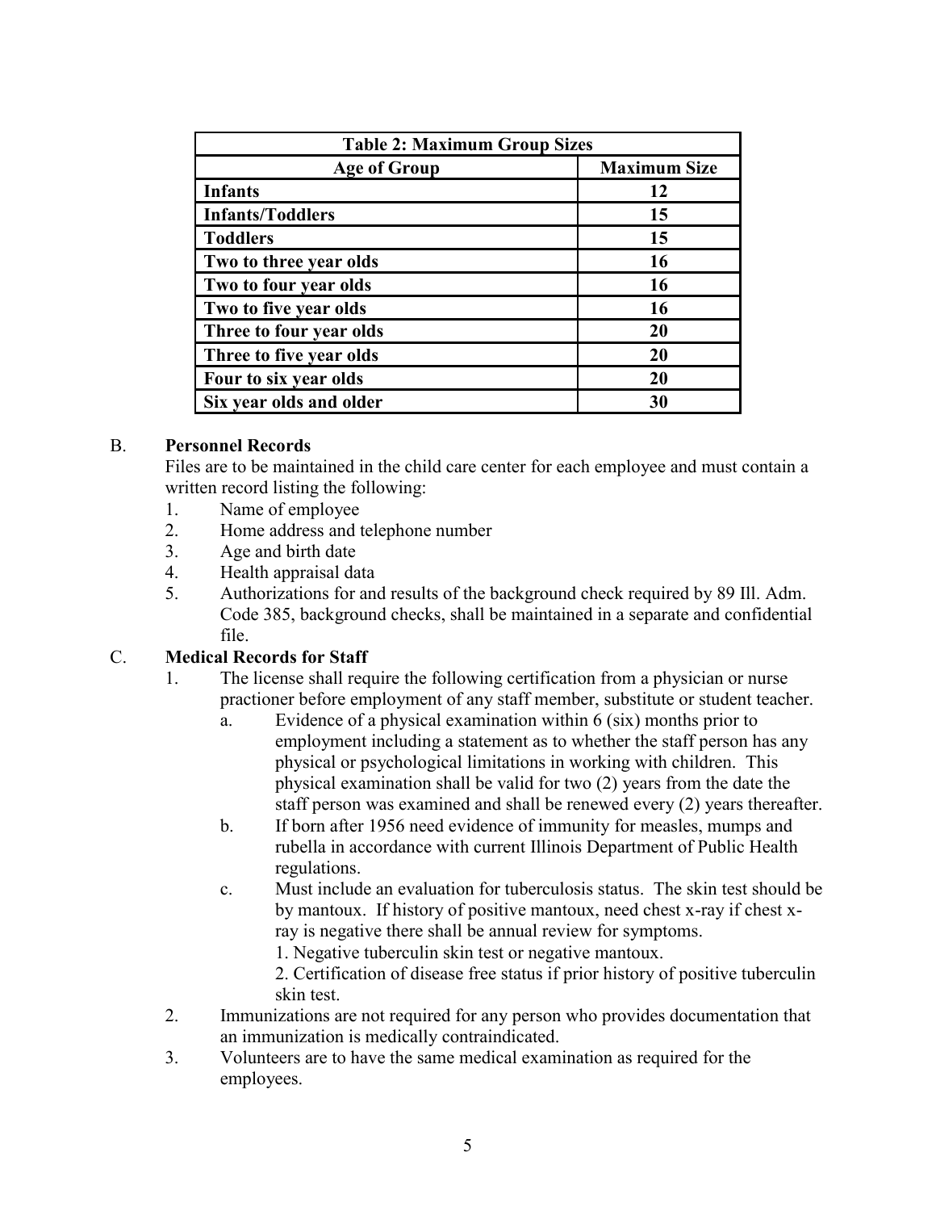| Table 2: Maximum Group Sizes | |
|---|---|
| **Age of Group** | **Maximum Size** |
| **Infants** | **12** |
| **Infants/Toddlers** | **15** |
| **Toddlers** | **15** |
| **Two to three year olds** | **16** |
| **Two to four year olds** | **16** |
| **Two to five year olds** | **16** |
| **Three to four year olds** | **20** |
| **Three to five year olds** | **20** |
| **Four to six year olds** | **20** |
| **Six year olds and older** | **30** |

B. **Personnel Records**

Files are to be maintained in the child care center for each employee and must contain a written record listing the following:

1. Name of employee
2. Home address and telephone number
3. Age and birth date
4. Health appraisal data
5. Authorizations for and results of the background check required by 89 Ill. Adm. Code 385, background checks, shall be maintained in a separate and confidential file.

C. **Medical Records for Staff**

1. The license shall require the following certification from a physician or nurse practioner before employment of any staff member, substitute or student teacher.
   a. Evidence of a physical examination within 6 (six) months prior to employment including a statement as to whether the staff person has any physical or psychological limitations in working with children. This physical examination shall be valid for two (2) years from the date the staff person was examined and shall be renewed every (2) years thereafter.
   b. If born after 1956 need evidence of immunity for measles, mumps and rubella in accordance with current Illinois Department of Public Health regulations.
   c. Must include an evaluation for tuberculosis status. The skin test should be by mantoux. If history of positive mantoux, need chest x-ray if chest x-ray is negative there shall be annual review for symptoms.
      1. Negative tuberculin skin test or negative mantoux.
      2. Certification of disease free status if prior history of positive tuberculin skin test.
2. Immunizations are not required for any person who provides documentation that an immunization is medically contraindicated.
3. Volunteers are to have the same medical examination as required for the employees.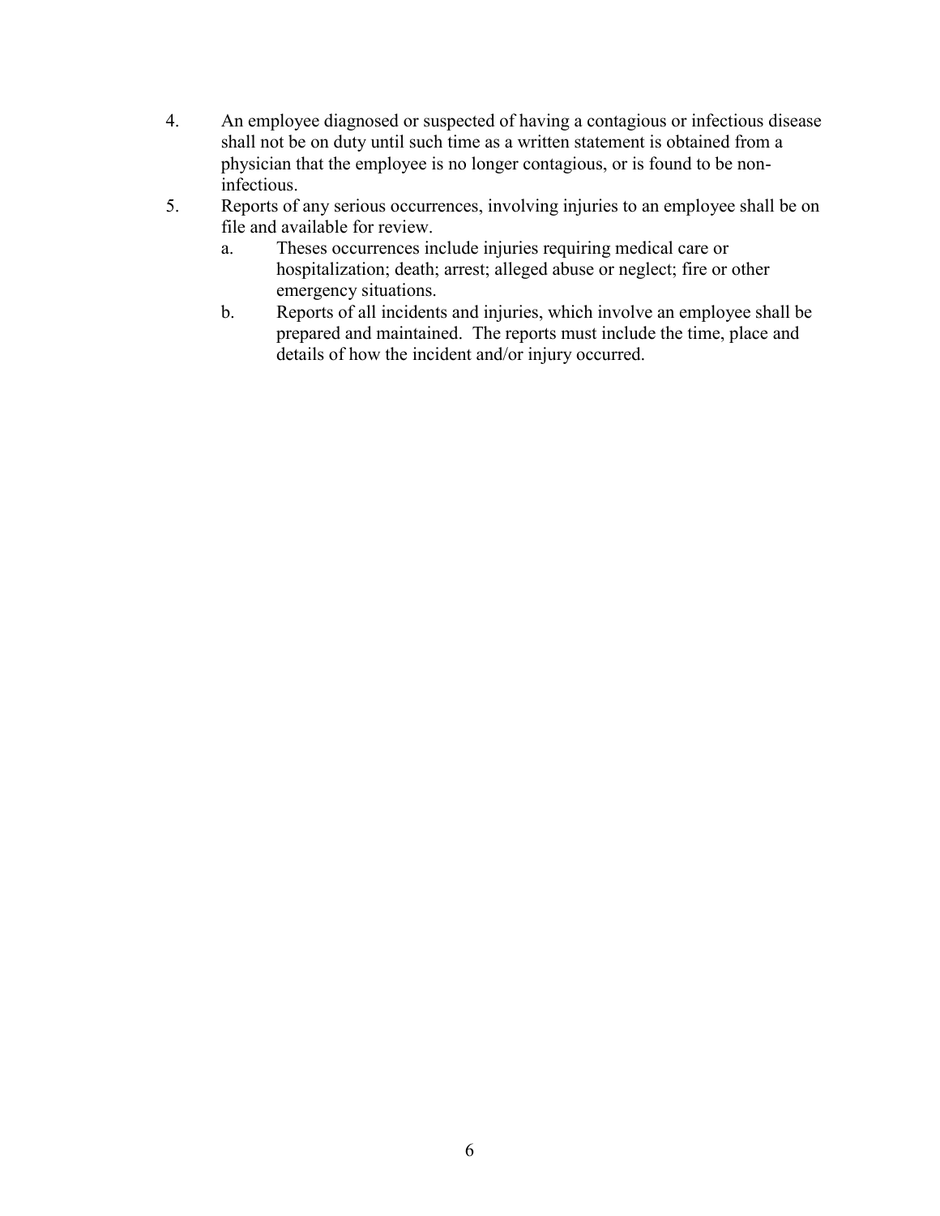4. An employee diagnosed or suspected of having a contagious or infectious disease shall not be on duty until such time as a written statement is obtained from a physician that the employee is no longer contagious, or is found to be non-infectious.
5. Reports of any serious occurrences, involving injuries to an employee shall be on file and available for review.
   a. Theses occurrences include injuries requiring medical care or hospitalization; death; arrest; alleged abuse or neglect; fire or other emergency situations.
   b. Reports of all incidents and injuries, which involve an employee shall be prepared and maintained. The reports must include the time, place and details of how the incident and/or injury occurred.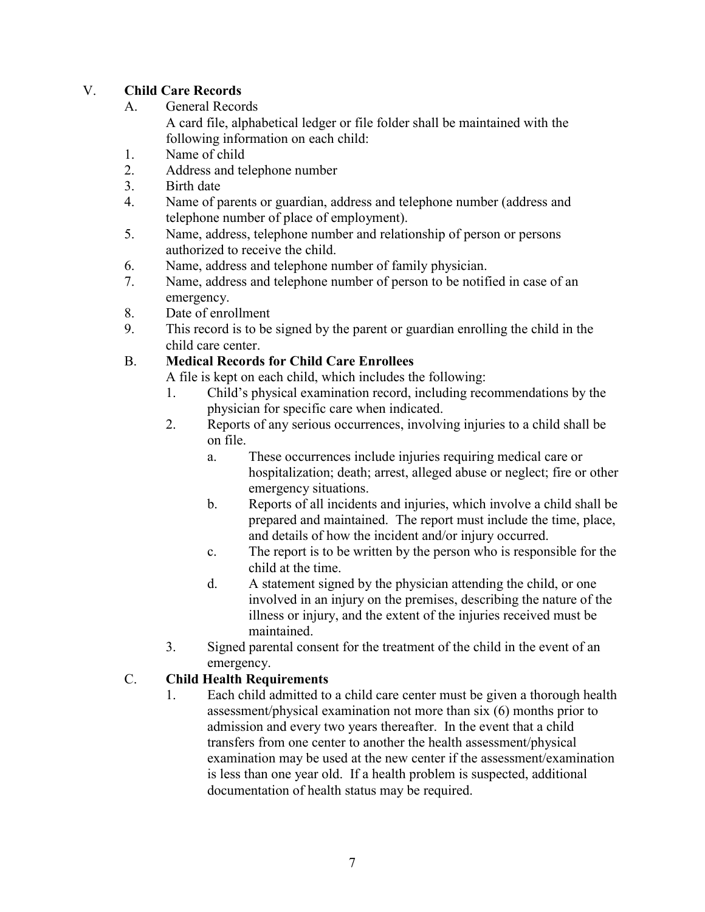## V. **Child Care Records**

A. General Records

A card file, alphabetical ledger or file folder shall be maintained with the following information on each child:

1. Name of child
2. Address and telephone number
3. Birth date
4. Name of parents or guardian, address and telephone number (address and telephone number of place of employment).
5. Name, address, telephone number and relationship of person or persons authorized to receive the child.
6. Name, address and telephone number of family physician.
7. Name, address and telephone number of person to be notified in case of an emergency.
8. Date of enrollment
9. This record is to be signed by the parent or guardian enrolling the child in the child care center.

B. **Medical Records for Child Care Enrollees**

A file is kept on each child, which includes the following:

1. Child's physical examination record, including recommendations by the physician for specific care when indicated.
2. Reports of any serious occurrences, involving injuries to a child shall be on file.
   a. These occurrences include injuries requiring medical care or hospitalization; death; arrest, alleged abuse or neglect; fire or other emergency situations.
   b. Reports of all incidents and injuries, which involve a child shall be prepared and maintained. The report must include the time, place, and details of how the incident and/or injury occurred.
   c. The report is to be written by the person who is responsible for the child at the time.
   d. A statement signed by the physician attending the child, or one involved in an injury on the premises, describing the nature of the illness or injury, and the extent of the injuries received must be maintained.
3. Signed parental consent for the treatment of the child in the event of an emergency.

C. **Child Health Requirements**

1. Each child admitted to a child care center must be given a thorough health assessment/physical examination not more than six (6) months prior to admission and every two years thereafter. In the event that a child transfers from one center to another the health assessment/physical examination may be used at the new center if the assessment/examination is less than one year old. If a health problem is suspected, additional documentation of health status may be required.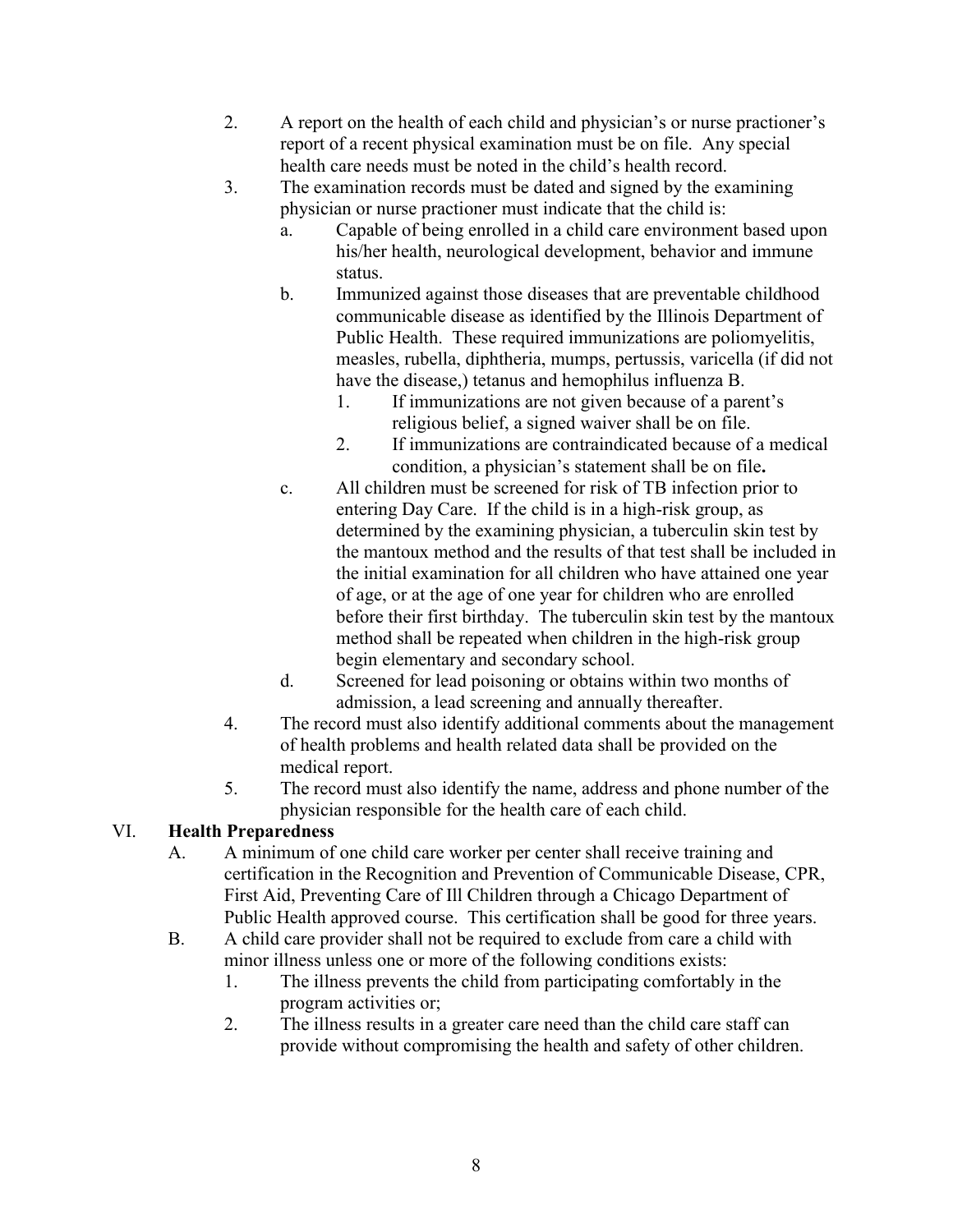2. A report on the health of each child and physician's or nurse practioner's report of a recent physical examination must be on file. Any special health care needs must be noted in the child's health record.
3. The examination records must be dated and signed by the examining physician or nurse practioner must indicate that the child is:
   a. Capable of being enrolled in a child care environment based upon his/her health, neurological development, behavior and immune status.
   b. Immunized against those diseases that are preventable childhood communicable disease as identified by the Illinois Department of Public Health. These required immunizations are poliomyelitis, measles, rubella, diphtheria, mumps, pertussis, varicella (if did not have the disease,) tetanus and hemophilus influenza B.
      1. If immunizations are not given because of a parent's religious belief, a signed waiver shall be on file.
      2. If immunizations are contraindicated because of a medical condition, a physician's statement shall be on file**.**
   c. All children must be screened for risk of TB infection prior to entering Day Care. If the child is in a high-risk group, as determined by the examining physician, a tuberculin skin test by the mantoux method and the results of that test shall be included in the initial examination for all children who have attained one year of age, or at the age of one year for children who are enrolled before their first birthday. The tuberculin skin test by the mantoux method shall be repeated when children in the high-risk group begin elementary and secondary school.
   d. Screened for lead poisoning or obtains within two months of admission, a lead screening and annually thereafter.
4. The record must also identify additional comments about the management of health problems and health related data shall be provided on the medical report.
5. The record must also identify the name, address and phone number of the physician responsible for the health care of each child.

## VI. **Health Preparedness**

A. A minimum of one child care worker per center shall receive training and certification in the Recognition and Prevention of Communicable Disease, CPR, First Aid, Preventing Care of Ill Children through a Chicago Department of Public Health approved course. This certification shall be good for three years.

B. A child care provider shall not be required to exclude from care a child with minor illness unless one or more of the following conditions exists:
   1. The illness prevents the child from participating comfortably in the program activities or;
   2. The illness results in a greater care need than the child care staff can provide without compromising the health and safety of other children.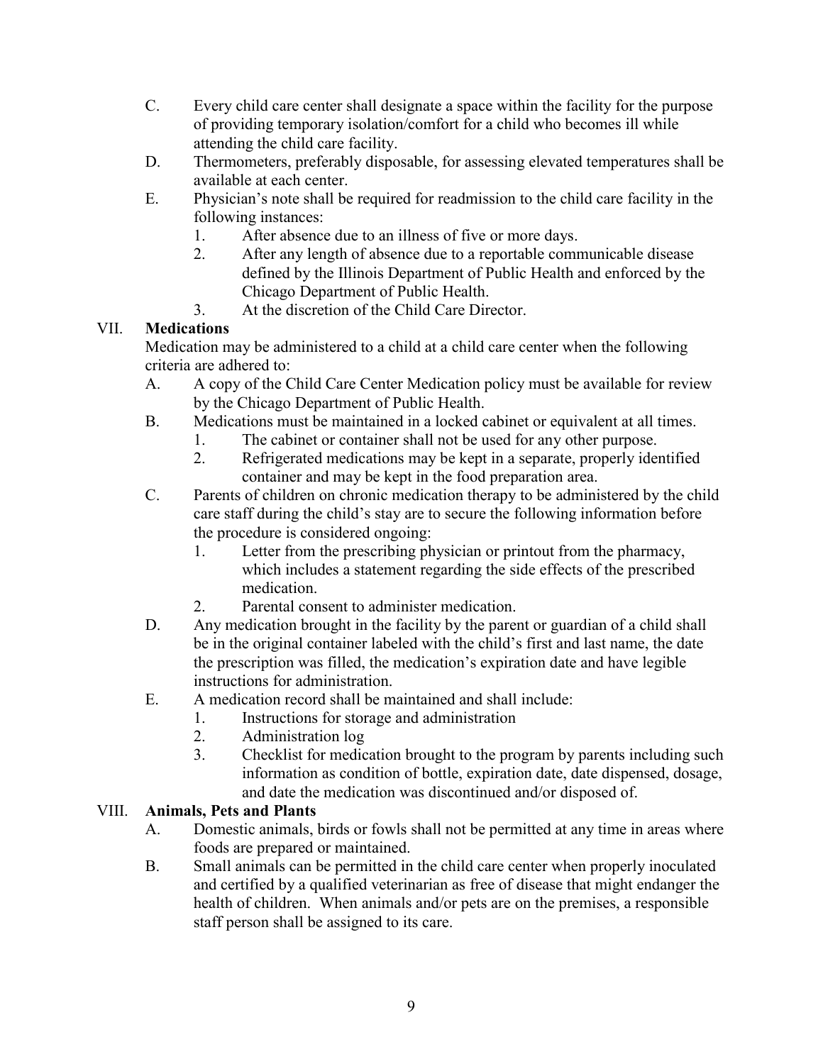C. Every child care center shall designate a space within the facility for the purpose of providing temporary isolation/comfort for a child who becomes ill while attending the child care facility.

D. Thermometers, preferably disposable, for assessing elevated temperatures shall be available at each center.

E. Physician's note shall be required for readmission to the child care facility in the following instances:
   1. After absence due to an illness of five or more days.
   2. After any length of absence due to a reportable communicable disease defined by the Illinois Department of Public Health and enforced by the Chicago Department of Public Health.
   3. At the discretion of the Child Care Director.

## VII. **Medications**

Medication may be administered to a child at a child care center when the following criteria are adhered to:

A. A copy of the Child Care Center Medication policy must be available for review by the Chicago Department of Public Health.

B. Medications must be maintained in a locked cabinet or equivalent at all times.
   1. The cabinet or container shall not be used for any other purpose.
   2. Refrigerated medications may be kept in a separate, properly identified container and may be kept in the food preparation area.

C. Parents of children on chronic medication therapy to be administered by the child care staff during the child's stay are to secure the following information before the procedure is considered ongoing:
   1. Letter from the prescribing physician or printout from the pharmacy, which includes a statement regarding the side effects of the prescribed medication.
   2. Parental consent to administer medication.

D. Any medication brought in the facility by the parent or guardian of a child shall be in the original container labeled with the child's first and last name, the date the prescription was filled, the medication's expiration date and have legible instructions for administration.

E. A medication record shall be maintained and shall include:
   1. Instructions for storage and administration
   2. Administration log
   3. Checklist for medication brought to the program by parents including such information as condition of bottle, expiration date, date dispensed, dosage, and date the medication was discontinued and/or disposed of.

## VIII. **Animals, Pets and Plants**

A. Domestic animals, birds or fowls shall not be permitted at any time in areas where foods are prepared or maintained.

B. Small animals can be permitted in the child care center when properly inoculated and certified by a qualified veterinarian as free of disease that might endanger the health of children. When animals and/or pets are on the premises, a responsible staff person shall be assigned to its care.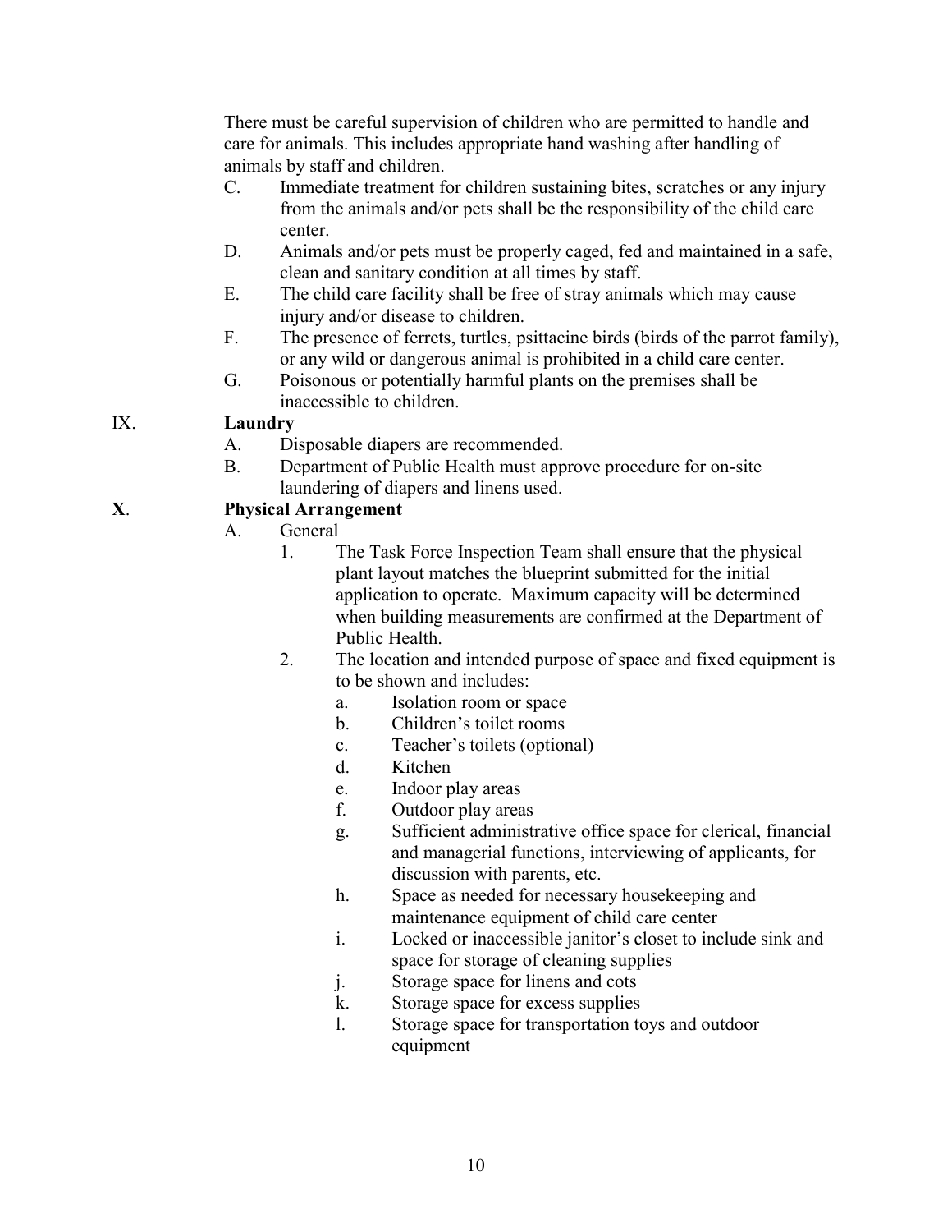There must be careful supervision of children who are permitted to handle and care for animals. This includes appropriate hand washing after handling of animals by staff and children.

C. Immediate treatment for children sustaining bites, scratches or any injury from the animals and/or pets shall be the responsibility of the child care center.

D. Animals and/or pets must be properly caged, fed and maintained in a safe, clean and sanitary condition at all times by staff.

E. The child care facility shall be free of stray animals which may cause injury and/or disease to children.

F. The presence of ferrets, turtles, psittacine birds (birds of the parrot family), or any wild or dangerous animal is prohibited in a child care center.

G. Poisonous or potentially harmful plants on the premises shall be inaccessible to children.

IX. **Laundry**

A. Disposable diapers are recommended.

B. Department of Public Health must approve procedure for on-site laundering of diapers and linens used.

**X**. **Physical Arrangement**

A. General

1. The Task Force Inspection Team shall ensure that the physical plant layout matches the blueprint submitted for the initial application to operate. Maximum capacity will be determined when building measurements are confirmed at the Department of Public Health.

2. The location and intended purpose of space and fixed equipment is to be shown and includes:

    a. Isolation room or space

    b. Children's toilet rooms

    c. Teacher's toilets (optional)

    d. Kitchen

    e. Indoor play areas

    f. Outdoor play areas

    g. Sufficient administrative office space for clerical, financial and managerial functions, interviewing of applicants, for discussion with parents, etc.

    h. Space as needed for necessary housekeeping and maintenance equipment of child care center

    i. Locked or inaccessible janitor's closet to include sink and space for storage of cleaning supplies

    j. Storage space for linens and cots

    k. Storage space for excess supplies

    l. Storage space for transportation toys and outdoor equipment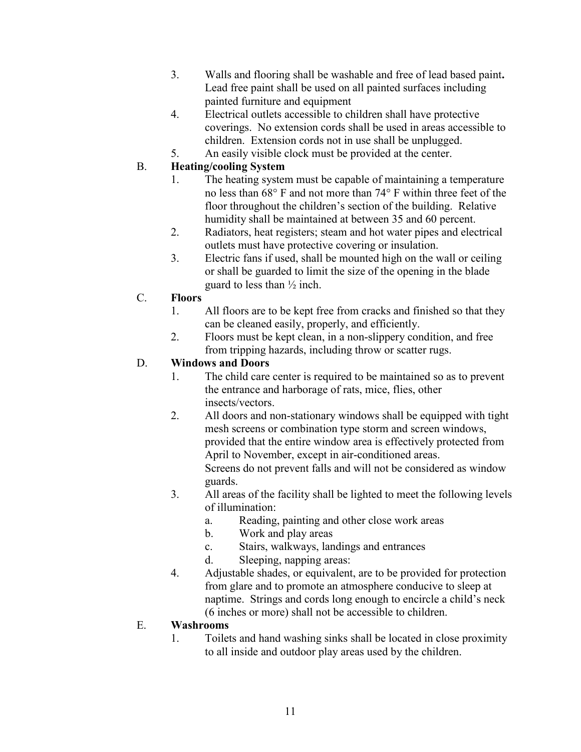3. Walls and flooring shall be washable and free of lead based paint**.** Lead free paint shall be used on all painted surfaces including painted furniture and equipment
4. Electrical outlets accessible to children shall have protective coverings. No extension cords shall be used in areas accessible to children. Extension cords not in use shall be unplugged.
5. An easily visible clock must be provided at the center.

B. **Heating/cooling System**

1. The heating system must be capable of maintaining a temperature no less than 68° F and not more than 74° F within three feet of the floor throughout the children's section of the building. Relative humidity shall be maintained at between 35 and 60 percent.
2. Radiators, heat registers; steam and hot water pipes and electrical outlets must have protective covering or insulation.
3. Electric fans if used, shall be mounted high on the wall or ceiling or shall be guarded to limit the size of the opening in the blade guard to less than ½ inch.

C. **Floors**

1. All floors are to be kept free from cracks and finished so that they can be cleaned easily, properly, and efficiently.
2. Floors must be kept clean, in a non-slippery condition, and free from tripping hazards, including throw or scatter rugs.

D. **Windows and Doors**

1. The child care center is required to be maintained so as to prevent the entrance and harborage of rats, mice, flies, other insects/vectors.
2. All doors and non-stationary windows shall be equipped with tight mesh screens or combination type storm and screen windows, provided that the entire window area is effectively protected from April to November, except in air-conditioned areas.
   Screens do not prevent falls and will not be considered as window guards.
3. All areas of the facility shall be lighted to meet the following levels of illumination:
   a. Reading, painting and other close work areas
   b. Work and play areas
   c. Stairs, walkways, landings and entrances
   d. Sleeping, napping areas:
4. Adjustable shades, or equivalent, are to be provided for protection from glare and to promote an atmosphere conducive to sleep at naptime. Strings and cords long enough to encircle a child's neck (6 inches or more) shall not be accessible to children.

E. **Washrooms**

1. Toilets and hand washing sinks shall be located in close proximity to all inside and outdoor play areas used by the children.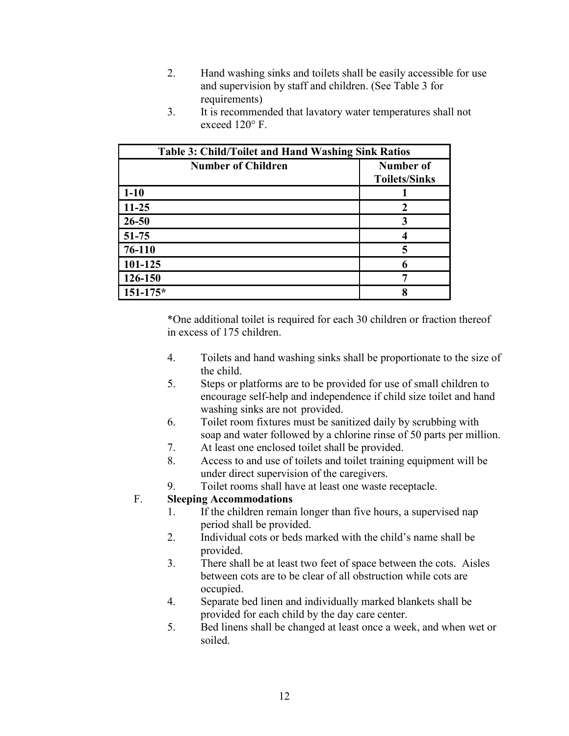2. Hand washing sinks and toilets shall be easily accessible for use and supervision by staff and children. (See Table 3 for requirements)
3. It is recommended that lavatory water temperatures shall not exceed 120° F.

| **Table 3: Child/Toilet and Hand Washing Sink Ratios** | |
|---|---|
| **Number of Children** | **Number of Toilets/Sinks** |
| **1-10** | **1** |
| **11-25** | **2** |
| **26-50** | **3** |
| **51-75** | **4** |
| **76-110** | **5** |
| **101-125** | **6** |
| **126-150** | **7** |
| **151-175*** | **8** |

*One additional toilet is required for each 30 children or fraction thereof in excess of 175 children.

4. Toilets and hand washing sinks shall be proportionate to the size of the child.
5. Steps or platforms are to be provided for use of small children to encourage self-help and independence if child size toilet and hand washing sinks are not provided.
6. Toilet room fixtures must be sanitized daily by scrubbing with soap and water followed by a chlorine rinse of 50 parts per million.
7. At least one enclosed toilet shall be provided.
8. Access to and use of toilets and toilet training equipment will be under direct supervision of the caregivers.
9. Toilet rooms shall have at least one waste receptacle.

F. **Sleeping Accommodations**

1. If the children remain longer than five hours, a supervised nap period shall be provided.
2. Individual cots or beds marked with the child's name shall be provided.
3. There shall be at least two feet of space between the cots. Aisles between cots are to be clear of all obstruction while cots are occupied.
4. Separate bed linen and individually marked blankets shall be provided for each child by the day care center.
5. Bed linens shall be changed at least once a week, and when wet or soiled.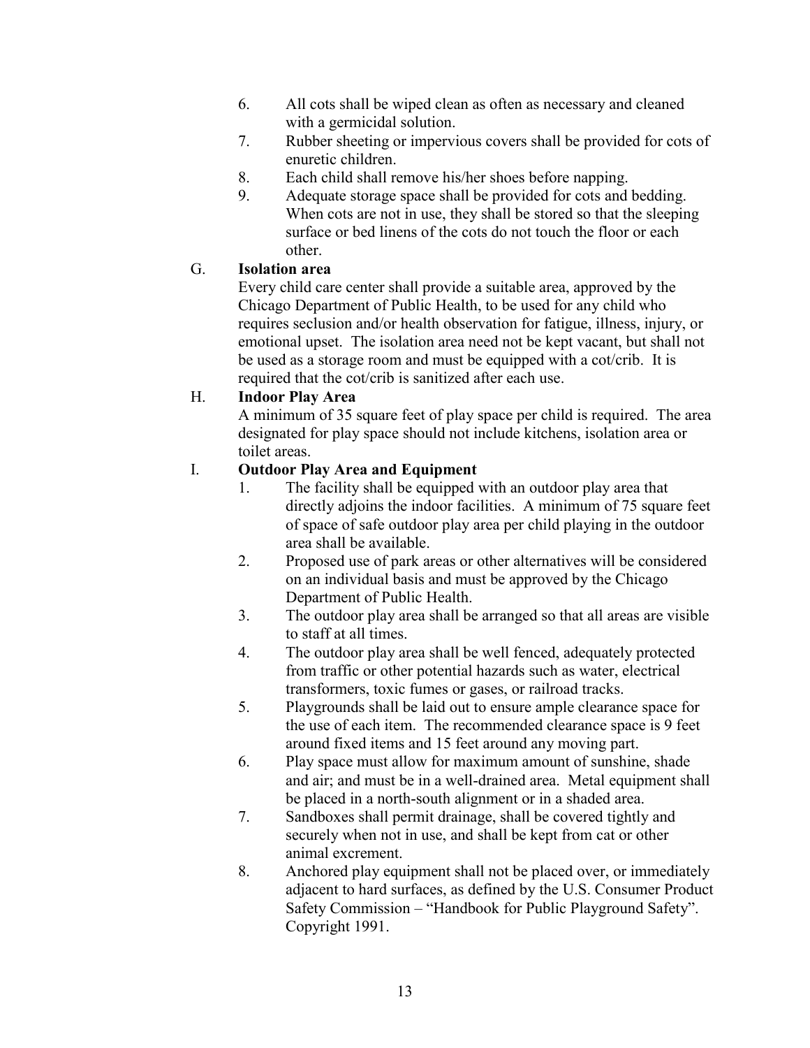6. All cots shall be wiped clean as often as necessary and cleaned with a germicidal solution.
7. Rubber sheeting or impervious covers shall be provided for cots of enuretic children.
8. Each child shall remove his/her shoes before napping.
9. Adequate storage space shall be provided for cots and bedding. When cots are not in use, they shall be stored so that the sleeping surface or bed linens of the cots do not touch the floor or each other.

G. **Isolation area**

Every child care center shall provide a suitable area, approved by the Chicago Department of Public Health, to be used for any child who requires seclusion and/or health observation for fatigue, illness, injury, or emotional upset. The isolation area need not be kept vacant, but shall not be used as a storage room and must be equipped with a cot/crib. It is required that the cot/crib is sanitized after each use.

H. **Indoor Play Area**

A minimum of 35 square feet of play space per child is required. The area designated for play space should not include kitchens, isolation area or toilet areas.

I. **Outdoor Play Area and Equipment**

1. The facility shall be equipped with an outdoor play area that directly adjoins the indoor facilities. A minimum of 75 square feet of space of safe outdoor play area per child playing in the outdoor area shall be available.
2. Proposed use of park areas or other alternatives will be considered on an individual basis and must be approved by the Chicago Department of Public Health.
3. The outdoor play area shall be arranged so that all areas are visible to staff at all times.
4. The outdoor play area shall be well fenced, adequately protected from traffic or other potential hazards such as water, electrical transformers, toxic fumes or gases, or railroad tracks.
5. Playgrounds shall be laid out to ensure ample clearance space for the use of each item. The recommended clearance space is 9 feet around fixed items and 15 feet around any moving part.
6. Play space must allow for maximum amount of sunshine, shade and air; and must be in a well-drained area. Metal equipment shall be placed in a north-south alignment or in a shaded area.
7. Sandboxes shall permit drainage, shall be covered tightly and securely when not in use, and shall be kept from cat or other animal excrement.
8. Anchored play equipment shall not be placed over, or immediately adjacent to hard surfaces, as defined by the U.S. Consumer Product Safety Commission – "Handbook for Public Playground Safety". Copyright 1991.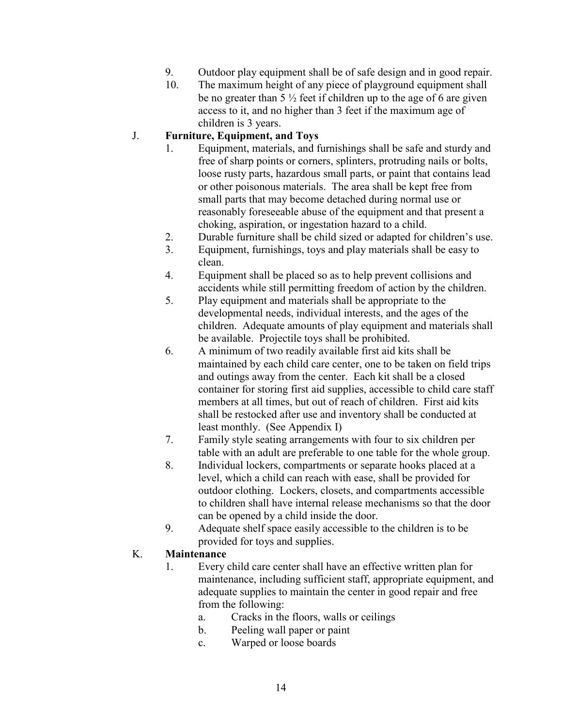9. Outdoor play equipment shall be of safe design and in good repair.
10. The maximum height of any piece of playground equipment shall be no greater than 5 ½ feet if children up to the age of 6 are given access to it, and no higher than 3 feet if the maximum age of children is 3 years.

J. **Furniture, Equipment, and Toys**

1. Equipment, materials, and furnishings shall be safe and sturdy and free of sharp points or corners, splinters, protruding nails or bolts, loose rusty parts, hazardous small parts, or paint that contains lead or other poisonous materials. The area shall be kept free from small parts that may become detached during normal use or reasonably foreseeable abuse of the equipment and that present a choking, aspiration, or ingestation hazard to a child.
2. Durable furniture shall be child sized or adapted for children's use.
3. Equipment, furnishings, toys and play materials shall be easy to clean.
4. Equipment shall be placed so as to help prevent collisions and accidents while still permitting freedom of action by the children.
5. Play equipment and materials shall be appropriate to the developmental needs, individual interests, and the ages of the children. Adequate amounts of play equipment and materials shall be available. Projectile toys shall be prohibited.
6. A minimum of two readily available first aid kits shall be maintained by each child care center, one to be taken on field trips and outings away from the center. Each kit shall be a closed container for storing first aid supplies, accessible to child care staff members at all times, but out of reach of children. First aid kits shall be restocked after use and inventory shall be conducted at least monthly. (See Appendix I)
7. Family style seating arrangements with four to six children per table with an adult are preferable to one table for the whole group.
8. Individual lockers, compartments or separate hooks placed at a level, which a child can reach with ease, shall be provided for outdoor clothing. Lockers, closets, and compartments accessible to children shall have internal release mechanisms so that the door can be opened by a child inside the door.
9. Adequate shelf space easily accessible to the children is to be provided for toys and supplies.

K. **Maintenance**

1. Every child care center shall have an effective written plan for maintenance, including sufficient staff, appropriate equipment, and adequate supplies to maintain the center in good repair and free from the following:
   a. Cracks in the floors, walls or ceilings
   b. Peeling wall paper or paint
   c. Warped or loose boards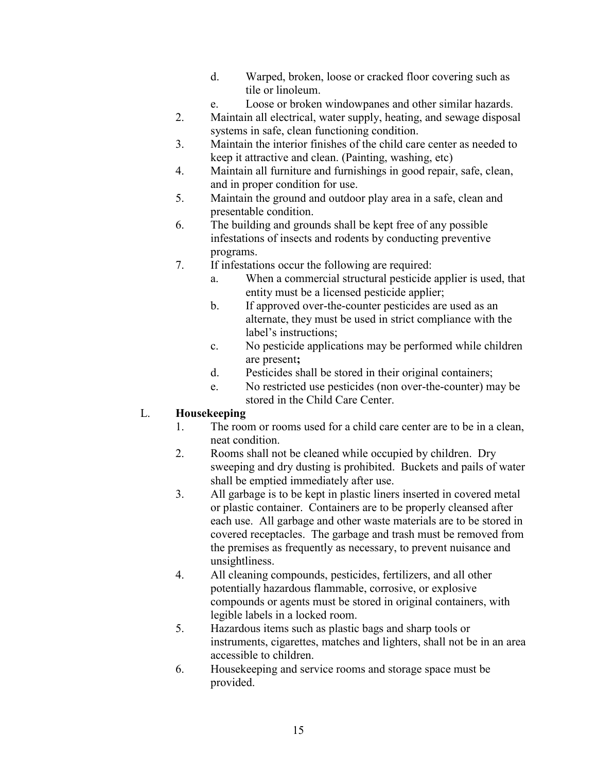d. Warped, broken, loose or cracked floor covering such as tile or linoleum.

e. Loose or broken windowpanes and other similar hazards.

2. Maintain all electrical, water supply, heating, and sewage disposal systems in safe, clean functioning condition.
3. Maintain the interior finishes of the child care center as needed to keep it attractive and clean. (Painting, washing, etc)
4. Maintain all furniture and furnishings in good repair, safe, clean, and in proper condition for use.
5. Maintain the ground and outdoor play area in a safe, clean and presentable condition.
6. The building and grounds shall be kept free of any possible infestations of insects and rodents by conducting preventive programs.
7. If infestations occur the following are required:
   a. When a commercial structural pesticide applier is used, that entity must be a licensed pesticide applier;
   b. If approved over-the-counter pesticides are used as an alternate, they must be used in strict compliance with the label's instructions;
   c. No pesticide applications may be performed while children are present**;**
   d. Pesticides shall be stored in their original containers;
   e. No restricted use pesticides (non over-the-counter) may be stored in the Child Care Center.

L. **Housekeeping**

1. The room or rooms used for a child care center are to be in a clean, neat condition.
2. Rooms shall not be cleaned while occupied by children. Dry sweeping and dry dusting is prohibited. Buckets and pails of water shall be emptied immediately after use.
3. All garbage is to be kept in plastic liners inserted in covered metal or plastic container. Containers are to be properly cleansed after each use. All garbage and other waste materials are to be stored in covered receptacles. The garbage and trash must be removed from the premises as frequently as necessary, to prevent nuisance and unsightliness.
4. All cleaning compounds, pesticides, fertilizers, and all other potentially hazardous flammable, corrosive, or explosive compounds or agents must be stored in original containers, with legible labels in a locked room.
5. Hazardous items such as plastic bags and sharp tools or instruments, cigarettes, matches and lighters, shall not be in an area accessible to children.
6. Housekeeping and service rooms and storage space must be provided.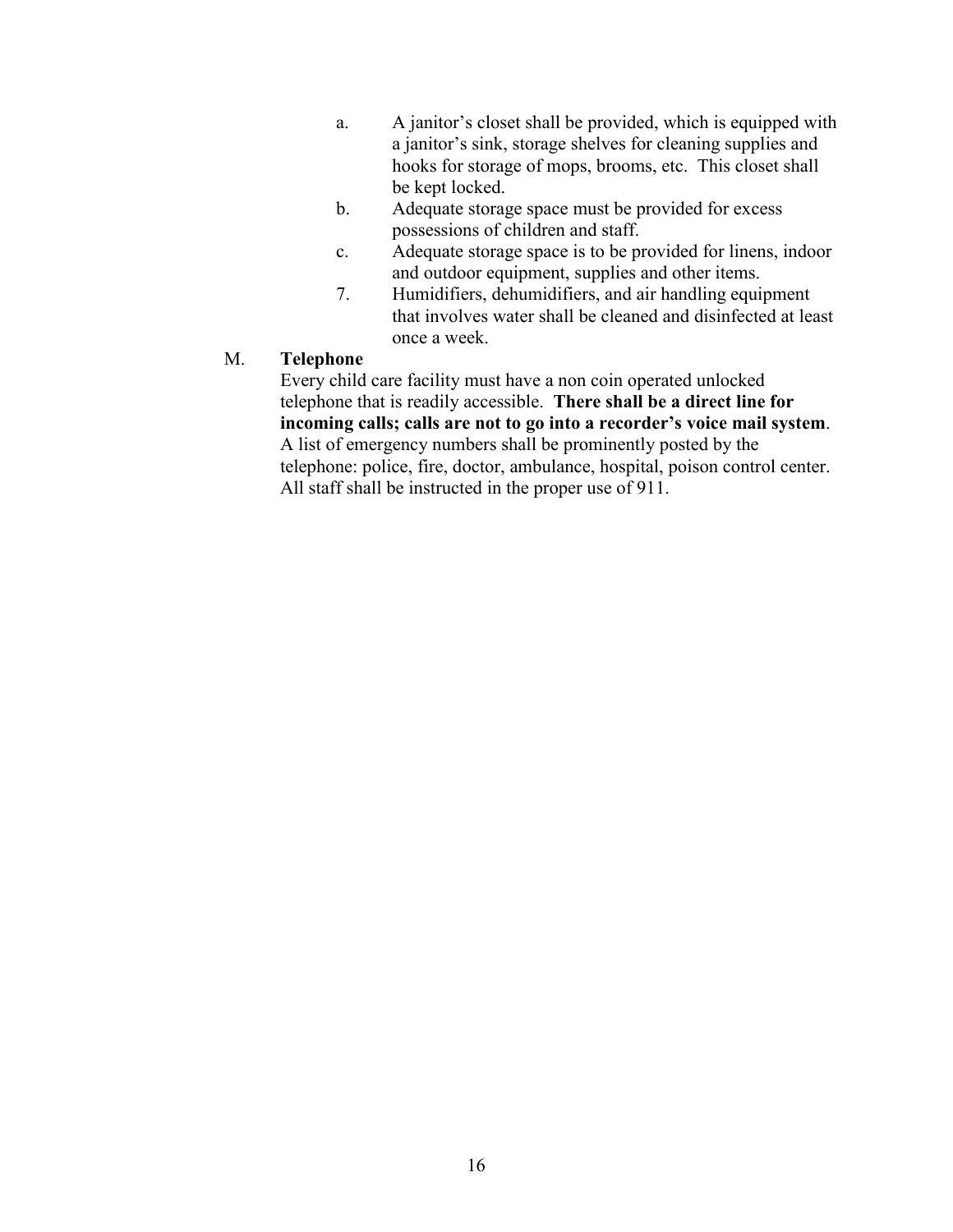a. A janitor's closet shall be provided, which is equipped with a janitor's sink, storage shelves for cleaning supplies and hooks for storage of mops, brooms, etc. This closet shall be kept locked.

b. Adequate storage space must be provided for excess possessions of children and staff.

c. Adequate storage space is to be provided for linens, indoor and outdoor equipment, supplies and other items.

7. Humidifiers, dehumidifiers, and air handling equipment that involves water shall be cleaned and disinfected at least once a week.

M. **Telephone**

Every child care facility must have a non coin operated unlocked telephone that is readily accessible. **There shall be a direct line for incoming calls; calls are not to go into a recorder's voice mail system**. A list of emergency numbers shall be prominently posted by the telephone: police, fire, doctor, ambulance, hospital, poison control center. All staff shall be instructed in the proper use of 911.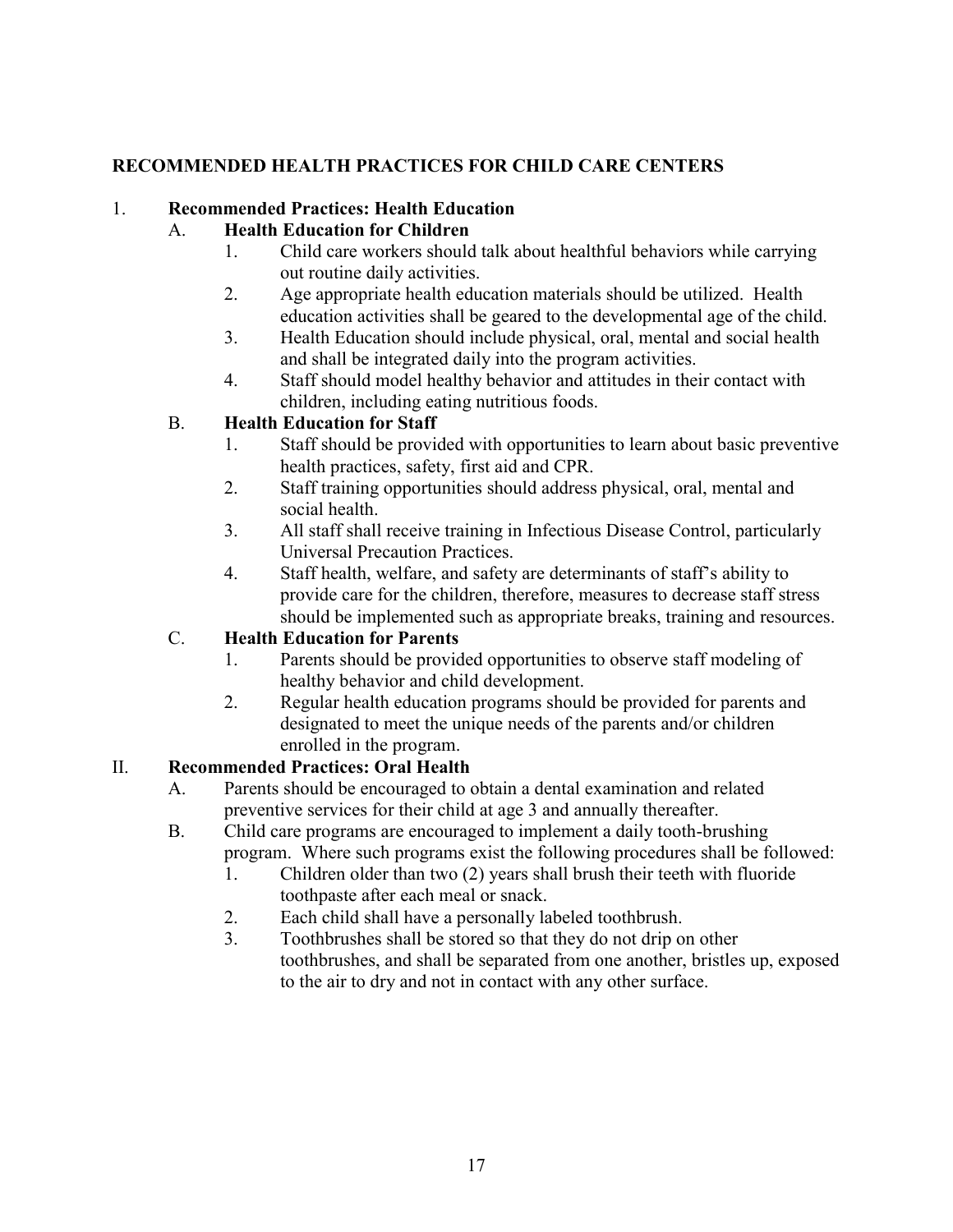# RECOMMENDED HEALTH PRACTICES FOR CHILD CARE CENTERS

1. **Recommended Practices: Health Education**

   A. **Health Education for Children**

      1. Child care workers should talk about healthful behaviors while carrying out routine daily activities.
      2. Age appropriate health education materials should be utilized. Health education activities shall be geared to the developmental age of the child.
      3. Health Education should include physical, oral, mental and social health and shall be integrated daily into the program activities.
      4. Staff should model healthy behavior and attitudes in their contact with children, including eating nutritious foods.

   B. **Health Education for Staff**

      1. Staff should be provided with opportunities to learn about basic preventive health practices, safety, first aid and CPR.
      2. Staff training opportunities should address physical, oral, mental and social health.
      3. All staff shall receive training in Infectious Disease Control, particularly Universal Precaution Practices.
      4. Staff health, welfare, and safety are determinants of staff's ability to provide care for the children, therefore, measures to decrease staff stress should be implemented such as appropriate breaks, training and resources.

   C. **Health Education for Parents**

      1. Parents should be provided opportunities to observe staff modeling of healthy behavior and child development.
      2. Regular health education programs should be provided for parents and designated to meet the unique needs of the parents and/or children enrolled in the program.

II. **Recommended Practices: Oral Health**

   A. Parents should be encouraged to obtain a dental examination and related preventive services for their child at age 3 and annually thereafter.

   B. Child care programs are encouraged to implement a daily tooth-brushing program. Where such programs exist the following procedures shall be followed:

      1. Children older than two (2) years shall brush their teeth with fluoride toothpaste after each meal or snack.
      2. Each child shall have a personally labeled toothbrush.
      3. Toothbrushes shall be stored so that they do not drip on other toothbrushes, and shall be separated from one another, bristles up, exposed to the air to dry and not in contact with any other surface.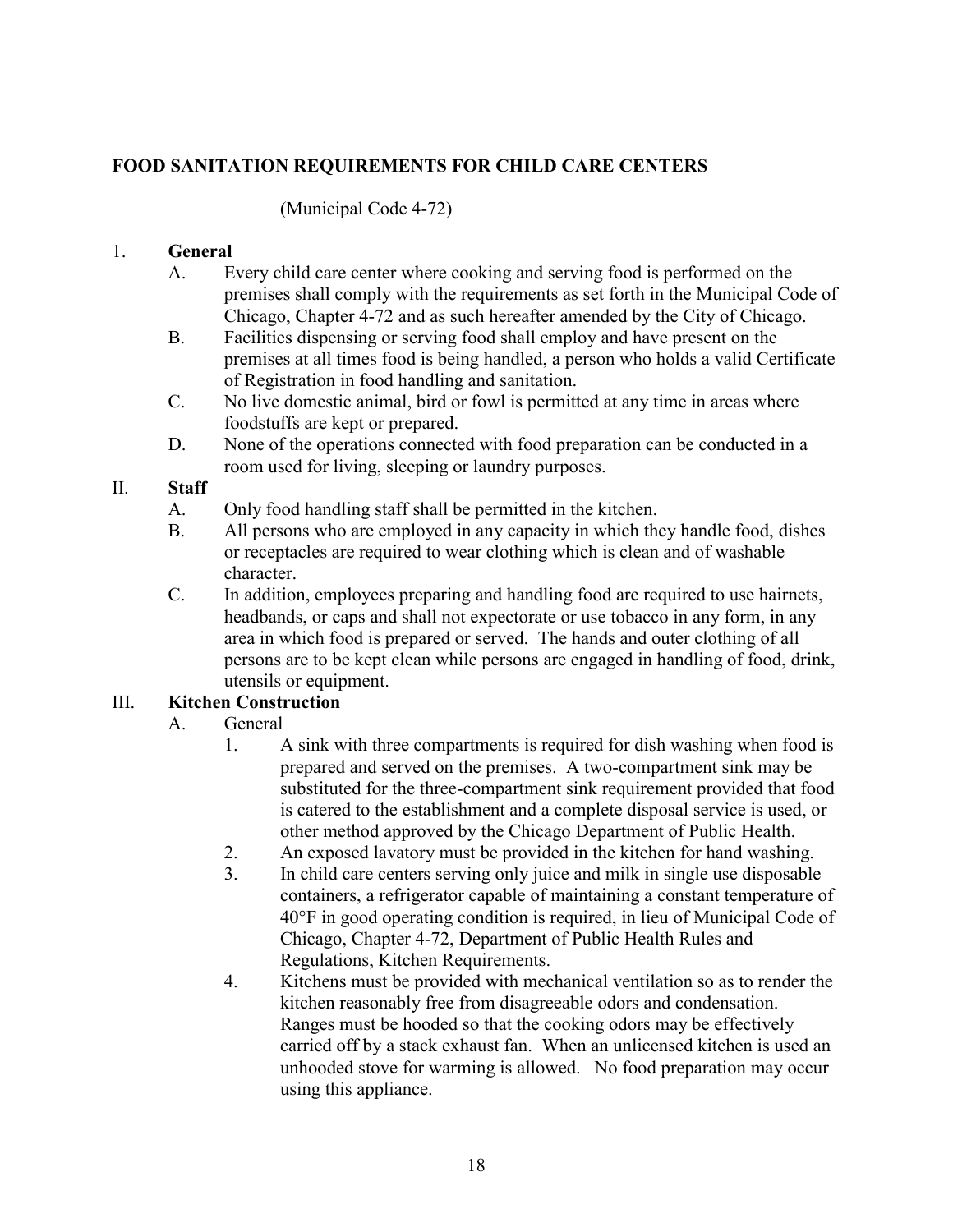## FOOD SANITATION REQUIREMENTS FOR CHILD CARE CENTERS

(Municipal Code 4-72)

1. **General**
   - A. Every child care center where cooking and serving food is performed on the premises shall comply with the requirements as set forth in the Municipal Code of Chicago, Chapter 4-72 and as such hereafter amended by the City of Chicago.
   - B. Facilities dispensing or serving food shall employ and have present on the premises at all times food is being handled, a person who holds a valid Certificate of Registration in food handling and sanitation.
   - C. No live domestic animal, bird or fowl is permitted at any time in areas where foodstuffs are kept or prepared.
   - D. None of the operations connected with food preparation can be conducted in a room used for living, sleeping or laundry purposes.

II. **Staff**
   - A. Only food handling staff shall be permitted in the kitchen.
   - B. All persons who are employed in any capacity in which they handle food, dishes or receptacles are required to wear clothing which is clean and of washable character.
   - C. In addition, employees preparing and handling food are required to use hairnets, headbands, or caps and shall not expectorate or use tobacco in any form, in any area in which food is prepared or served. The hands and outer clothing of all persons are to be kept clean while persons are engaged in handling of food, drink, utensils or equipment.

III. **Kitchen Construction**
   - A. General
     1. A sink with three compartments is required for dish washing when food is prepared and served on the premises. A two-compartment sink may be substituted for the three-compartment sink requirement provided that food is catered to the establishment and a complete disposal service is used, or other method approved by the Chicago Department of Public Health.
     2. An exposed lavatory must be provided in the kitchen for hand washing.
     3. In child care centers serving only juice and milk in single use disposable containers, a refrigerator capable of maintaining a constant temperature of 40°F in good operating condition is required, in lieu of Municipal Code of Chicago, Chapter 4-72, Department of Public Health Rules and Regulations, Kitchen Requirements.
     4. Kitchens must be provided with mechanical ventilation so as to render the kitchen reasonably free from disagreeable odors and condensation. Ranges must be hooded so that the cooking odors may be effectively carried off by a stack exhaust fan. When an unlicensed kitchen is used an unhooded stove for warming is allowed. No food preparation may occur using this appliance.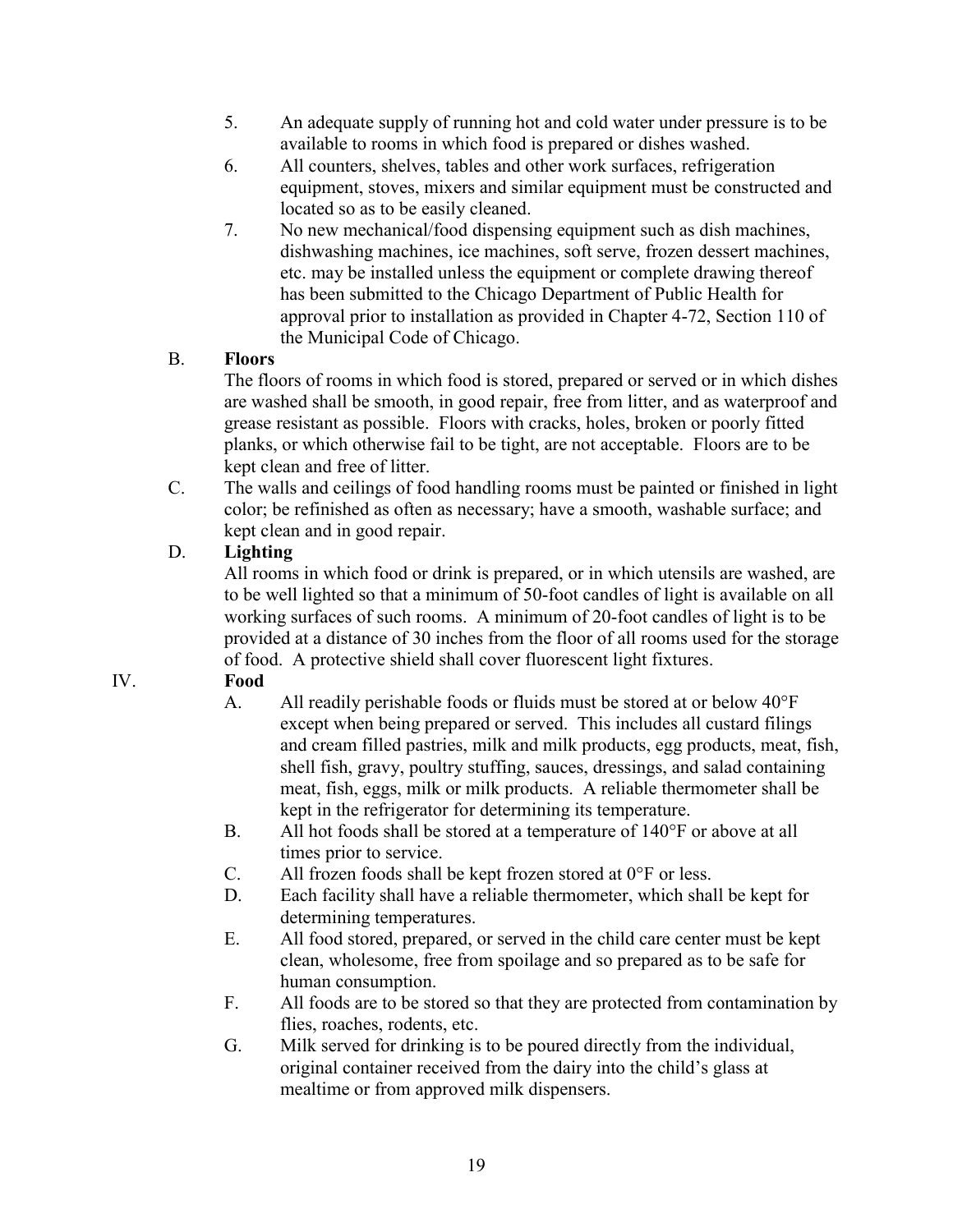5. An adequate supply of running hot and cold water under pressure is to be available to rooms in which food is prepared or dishes washed.
6. All counters, shelves, tables and other work surfaces, refrigeration equipment, stoves, mixers and similar equipment must be constructed and located so as to be easily cleaned.
7. No new mechanical/food dispensing equipment such as dish machines, dishwashing machines, ice machines, soft serve, frozen dessert machines, etc. may be installed unless the equipment or complete drawing thereof has been submitted to the Chicago Department of Public Health for approval prior to installation as provided in Chapter 4-72, Section 110 of the Municipal Code of Chicago.

B. **Floors**

The floors of rooms in which food is stored, prepared or served or in which dishes are washed shall be smooth, in good repair, free from litter, and as waterproof and grease resistant as possible. Floors with cracks, holes, broken or poorly fitted planks, or which otherwise fail to be tight, are not acceptable. Floors are to be kept clean and free of litter.

C. The walls and ceilings of food handling rooms must be painted or finished in light color; be refinished as often as necessary; have a smooth, washable surface; and kept clean and in good repair.

D. **Lighting**

All rooms in which food or drink is prepared, or in which utensils are washed, are to be well lighted so that a minimum of 50-foot candles of light is available on all working surfaces of such rooms. A minimum of 20-foot candles of light is to be provided at a distance of 30 inches from the floor of all rooms used for the storage of food. A protective shield shall cover fluorescent light fixtures.

IV. **Food**

A. All readily perishable foods or fluids must be stored at or below 40°F except when being prepared or served. This includes all custard filings and cream filled pastries, milk and milk products, egg products, meat, fish, shell fish, gravy, poultry stuffing, sauces, dressings, and salad containing meat, fish, eggs, milk or milk products. A reliable thermometer shall be kept in the refrigerator for determining its temperature.

B. All hot foods shall be stored at a temperature of 140°F or above at all times prior to service.

C. All frozen foods shall be kept frozen stored at 0°F or less.

D. Each facility shall have a reliable thermometer, which shall be kept for determining temperatures.

E. All food stored, prepared, or served in the child care center must be kept clean, wholesome, free from spoilage and so prepared as to be safe for human consumption.

F. All foods are to be stored so that they are protected from contamination by flies, roaches, rodents, etc.

G. Milk served for drinking is to be poured directly from the individual, original container received from the dairy into the child's glass at mealtime or from approved milk dispensers.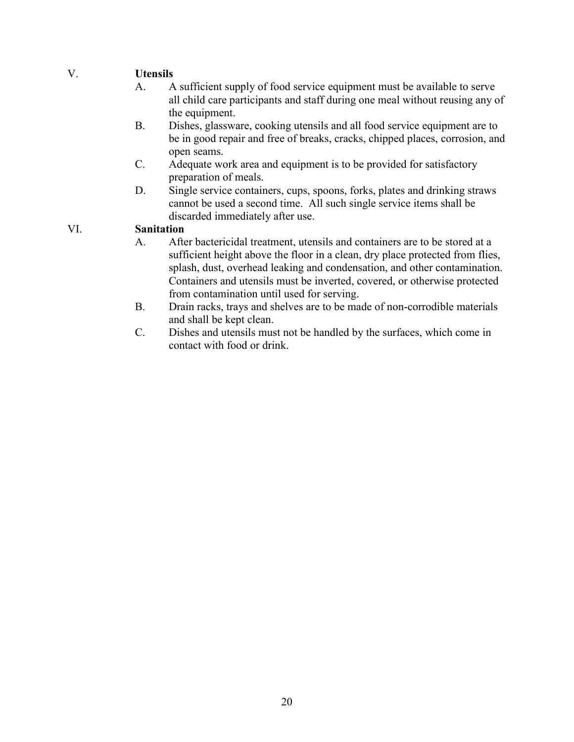V. **Utensils**

A. A sufficient supply of food service equipment must be available to serve all child care participants and staff during one meal without reusing any of the equipment.

B. Dishes, glassware, cooking utensils and all food service equipment are to be in good repair and free of breaks, cracks, chipped places, corrosion, and open seams.

C. Adequate work area and equipment is to be provided for satisfactory preparation of meals.

D. Single service containers, cups, spoons, forks, plates and drinking straws cannot be used a second time. All such single service items shall be discarded immediately after use.

VI. **Sanitation**

A. After bactericidal treatment, utensils and containers are to be stored at a sufficient height above the floor in a clean, dry place protected from flies, splash, dust, overhead leaking and condensation, and other contamination. Containers and utensils must be inverted, covered, or otherwise protected from contamination until used for serving.

B. Drain racks, trays and shelves are to be made of non-corrodible materials and shall be kept clean.

C. Dishes and utensils must not be handled by the surfaces, which come in contact with food or drink.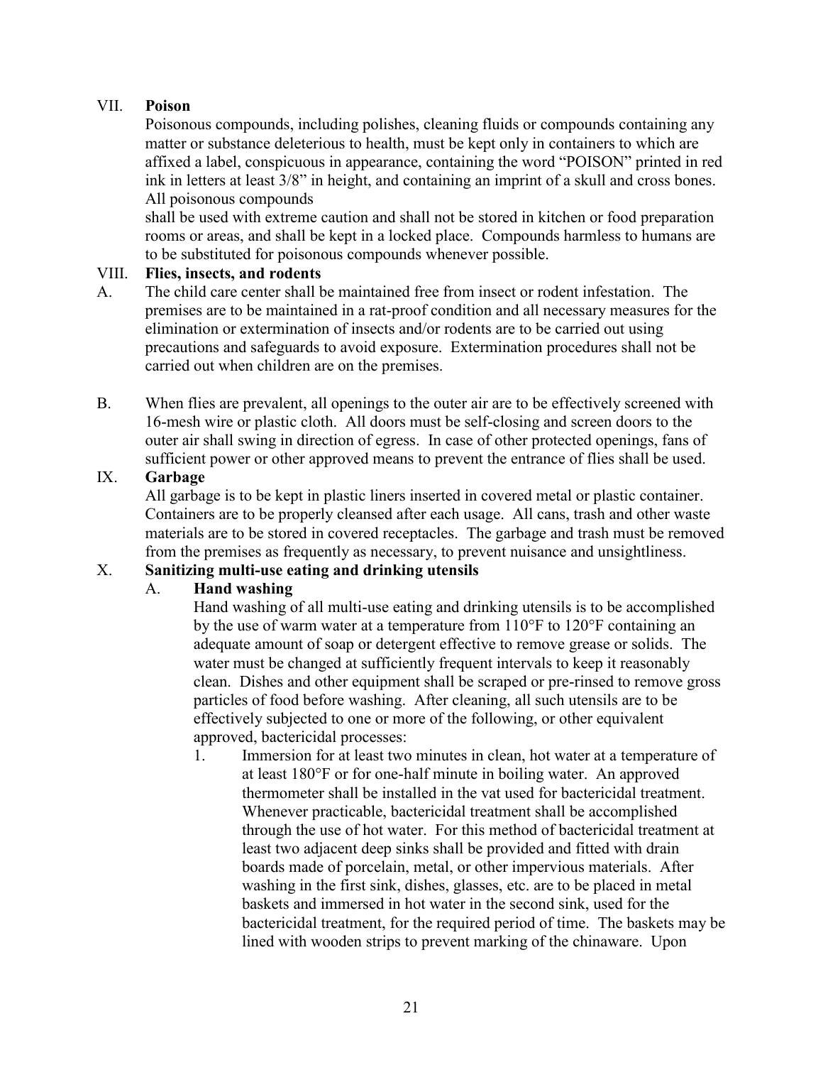## VII. Poison

Poisonous compounds, including polishes, cleaning fluids or compounds containing any matter or substance deleterious to health, must be kept only in containers to which are affixed a label, conspicuous in appearance, containing the word "POISON" printed in red ink in letters at least 3/8" in height, and containing an imprint of a skull and cross bones. All poisonous compounds shall be used with extreme caution and shall not be stored in kitchen or food preparation rooms or areas, and shall be kept in a locked place. Compounds harmless to humans are to be substituted for poisonous compounds whenever possible.

## VIII. Flies, insects, and rodents

A. The child care center shall be maintained free from insect or rodent infestation. The premises are to be maintained in a rat-proof condition and all necessary measures for the elimination or extermination of insects and/or rodents are to be carried out using precautions and safeguards to avoid exposure. Extermination procedures shall not be carried out when children are on the premises.

B. When flies are prevalent, all openings to the outer air are to be effectively screened with 16-mesh wire or plastic cloth. All doors must be self-closing and screen doors to the outer air shall swing in direction of egress. In case of other protected openings, fans of sufficient power or other approved means to prevent the entrance of flies shall be used.

## IX. Garbage

All garbage is to be kept in plastic liners inserted in covered metal or plastic container. Containers are to be properly cleansed after each usage. All cans, trash and other waste materials are to be stored in covered receptacles. The garbage and trash must be removed from the premises as frequently as necessary, to prevent nuisance and unsightliness.

## X. Sanitizing multi-use eating and drinking utensils

### A. Hand washing

Hand washing of all multi-use eating and drinking utensils is to be accomplished by the use of warm water at a temperature from 110°F to 120°F containing an adequate amount of soap or detergent effective to remove grease or solids. The water must be changed at sufficiently frequent intervals to keep it reasonably clean. Dishes and other equipment shall be scraped or pre-rinsed to remove gross particles of food before washing. After cleaning, all such utensils are to be effectively subjected to one or more of the following, or other equivalent approved, bactericidal processes:

1. Immersion for at least two minutes in clean, hot water at a temperature of at least 180°F or for one-half minute in boiling water. An approved thermometer shall be installed in the vat used for bactericidal treatment. Whenever practicable, bactericidal treatment shall be accomplished through the use of hot water. For this method of bactericidal treatment at least two adjacent deep sinks shall be provided and fitted with drain boards made of porcelain, metal, or other impervious materials. After washing in the first sink, dishes, glasses, etc. are to be placed in metal baskets and immersed in hot water in the second sink, used for the bactericidal treatment, for the required period of time. The baskets may be lined with wooden strips to prevent marking of the chinaware. Upon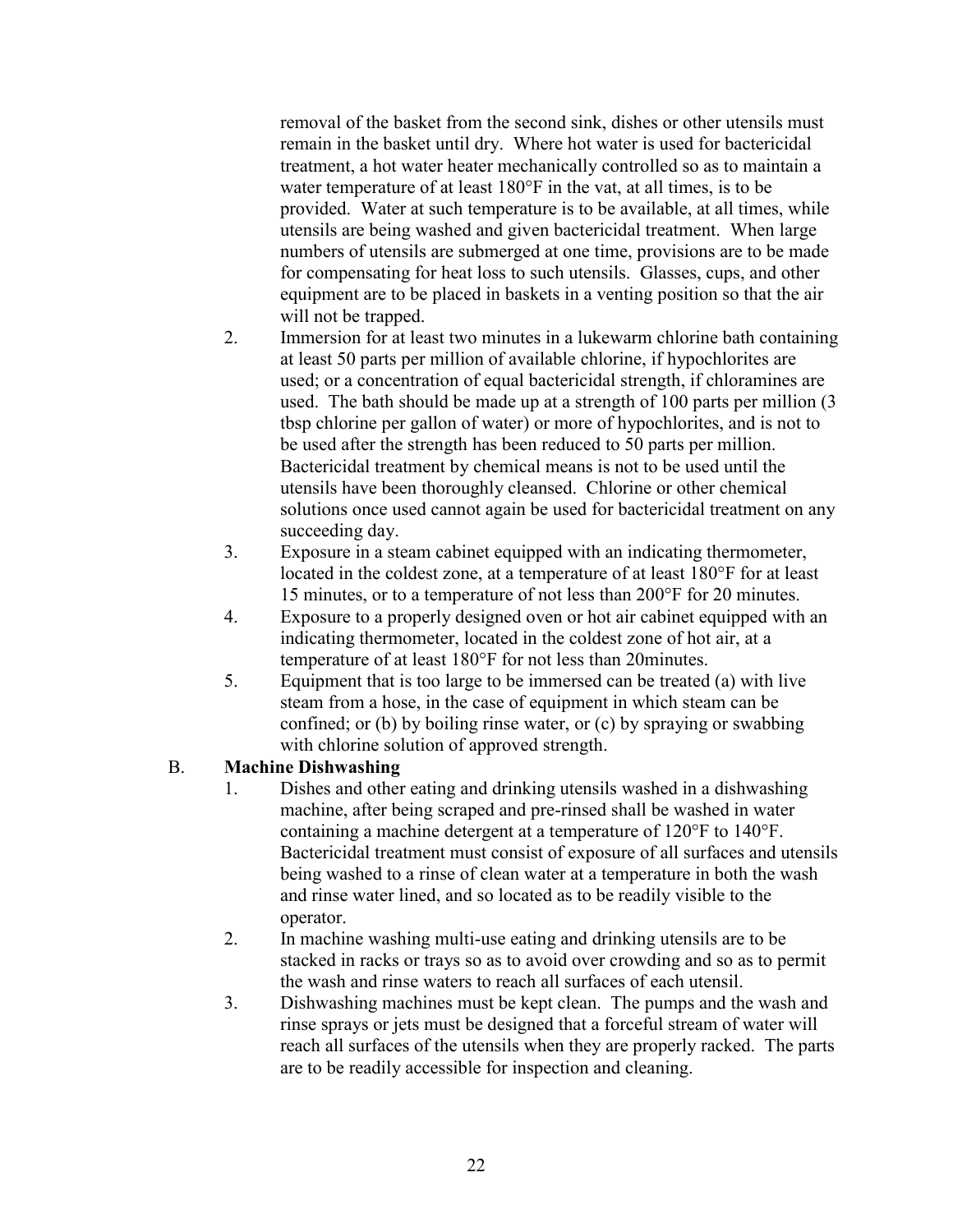removal of the basket from the second sink, dishes or other utensils must remain in the basket until dry. Where hot water is used for bactericidal treatment, a hot water heater mechanically controlled so as to maintain a water temperature of at least 180°F in the vat, at all times, is to be provided. Water at such temperature is to be available, at all times, while utensils are being washed and given bactericidal treatment. When large numbers of utensils are submerged at one time, provisions are to be made for compensating for heat loss to such utensils. Glasses, cups, and other equipment are to be placed in baskets in a venting position so that the air will not be trapped.

2. Immersion for at least two minutes in a lukewarm chlorine bath containing at least 50 parts per million of available chlorine, if hypochlorites are used; or a concentration of equal bactericidal strength, if chloramines are used. The bath should be made up at a strength of 100 parts per million (3 tbsp chlorine per gallon of water) or more of hypochlorites, and is not to be used after the strength has been reduced to 50 parts per million. Bactericidal treatment by chemical means is not to be used until the utensils have been thoroughly cleansed. Chlorine or other chemical solutions once used cannot again be used for bactericidal treatment on any succeeding day.
3. Exposure in a steam cabinet equipped with an indicating thermometer, located in the coldest zone, at a temperature of at least 180°F for at least 15 minutes, or to a temperature of not less than 200°F for 20 minutes.
4. Exposure to a properly designed oven or hot air cabinet equipped with an indicating thermometer, located in the coldest zone of hot air, at a temperature of at least 180°F for not less than 20minutes.
5. Equipment that is too large to be immersed can be treated (a) with live steam from a hose, in the case of equipment in which steam can be confined; or (b) by boiling rinse water, or (c) by spraying or swabbing with chlorine solution of approved strength.

B. **Machine Dishwashing**

1. Dishes and other eating and drinking utensils washed in a dishwashing machine, after being scraped and pre-rinsed shall be washed in water containing a machine detergent at a temperature of 120°F to 140°F. Bactericidal treatment must consist of exposure of all surfaces and utensils being washed to a rinse of clean water at a temperature in both the wash and rinse water lined, and so located as to be readily visible to the operator.
2. In machine washing multi-use eating and drinking utensils are to be stacked in racks or trays so as to avoid over crowding and so as to permit the wash and rinse waters to reach all surfaces of each utensil.
3. Dishwashing machines must be kept clean. The pumps and the wash and rinse sprays or jets must be designed that a forceful stream of water will reach all surfaces of the utensils when they are properly racked. The parts are to be readily accessible for inspection and cleaning.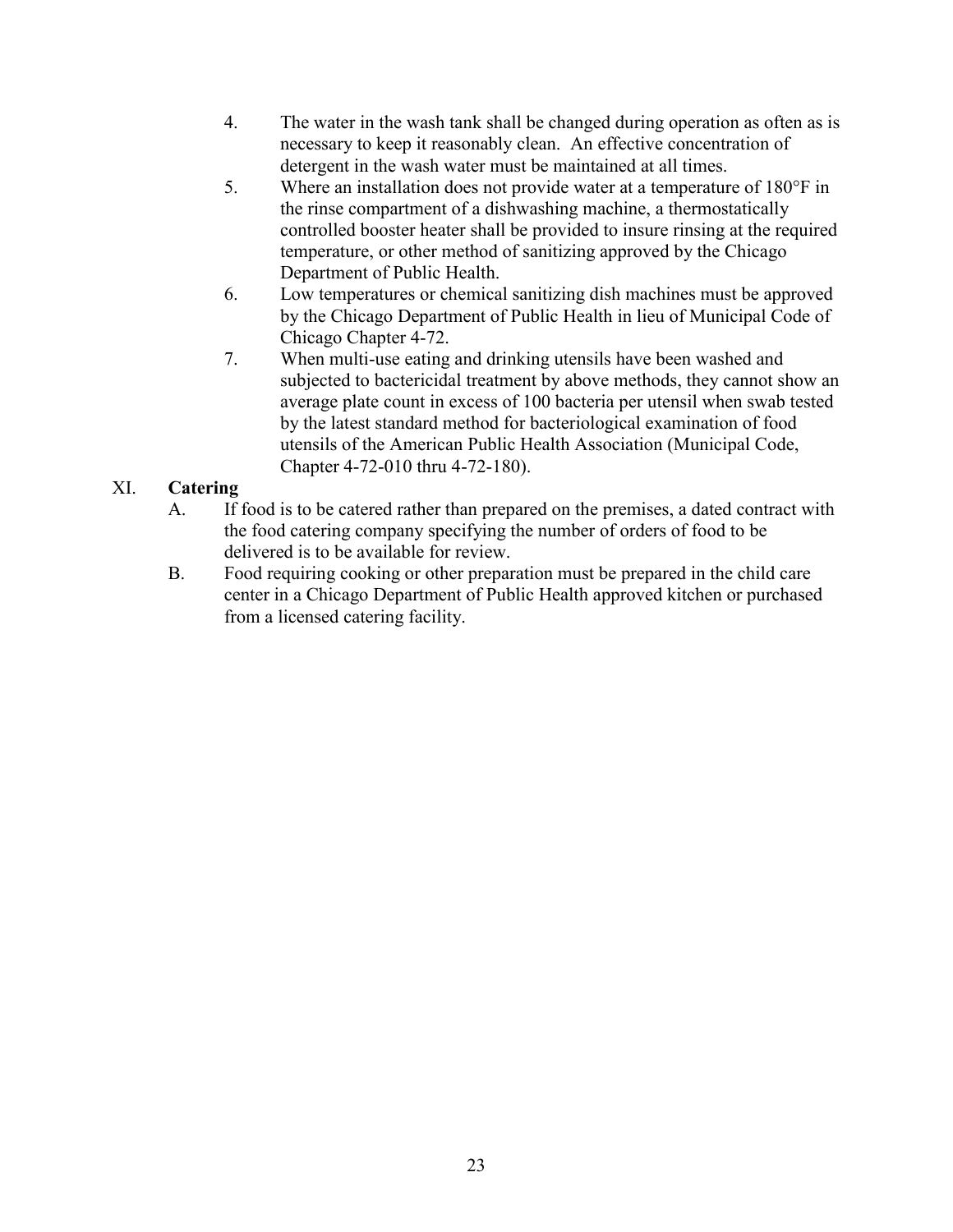4. The water in the wash tank shall be changed during operation as often as is necessary to keep it reasonably clean. An effective concentration of detergent in the wash water must be maintained at all times.
5. Where an installation does not provide water at a temperature of 180°F in the rinse compartment of a dishwashing machine, a thermostatically controlled booster heater shall be provided to insure rinsing at the required temperature, or other method of sanitizing approved by the Chicago Department of Public Health.
6. Low temperatures or chemical sanitizing dish machines must be approved by the Chicago Department of Public Health in lieu of Municipal Code of Chicago Chapter 4-72.
7. When multi-use eating and drinking utensils have been washed and subjected to bactericidal treatment by above methods, they cannot show an average plate count in excess of 100 bacteria per utensil when swab tested by the latest standard method for bacteriological examination of food utensils of the American Public Health Association (Municipal Code, Chapter 4-72-010 thru 4-72-180).

XI. **Catering**

A. If food is to be catered rather than prepared on the premises, a dated contract with the food catering company specifying the number of orders of food to be delivered is to be available for review.

B. Food requiring cooking or other preparation must be prepared in the child care center in a Chicago Department of Public Health approved kitchen or purchased from a licensed catering facility.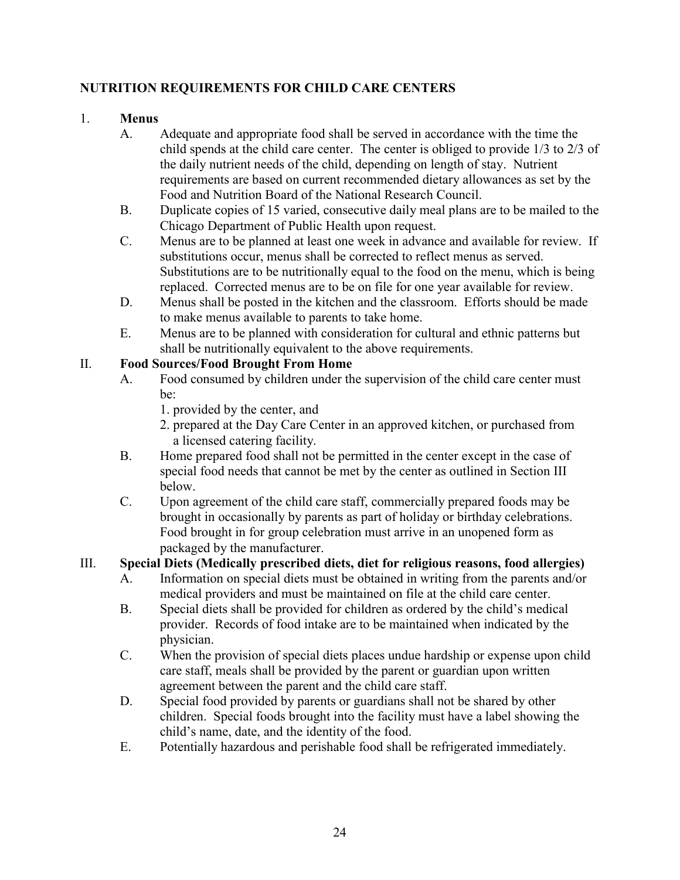## NUTRITION REQUIREMENTS FOR CHILD CARE CENTERS

1. **Menus**
   - A. Adequate and appropriate food shall be served in accordance with the time the child spends at the child care center. The center is obliged to provide 1/3 to 2/3 of the daily nutrient needs of the child, depending on length of stay. Nutrient requirements are based on current recommended dietary allowances as set by the Food and Nutrition Board of the National Research Council.
   - B. Duplicate copies of 15 varied, consecutive daily meal plans are to be mailed to the Chicago Department of Public Health upon request.
   - C. Menus are to be planned at least one week in advance and available for review. If substitutions occur, menus shall be corrected to reflect menus as served. Substitutions are to be nutritionally equal to the food on the menu, which is being replaced. Corrected menus are to be on file for one year available for review.
   - D. Menus shall be posted in the kitchen and the classroom. Efforts should be made to make menus available to parents to take home.
   - E. Menus are to be planned with consideration for cultural and ethnic patterns but shall be nutritionally equivalent to the above requirements.

II. **Food Sources/Food Brought From Home**
   - A. Food consumed by children under the supervision of the child care center must be:
     1. provided by the center, and
     2. prepared at the Day Care Center in an approved kitchen, or purchased from a licensed catering facility.
   - B. Home prepared food shall not be permitted in the center except in the case of special food needs that cannot be met by the center as outlined in Section III below.
   - C. Upon agreement of the child care staff, commercially prepared foods may be brought in occasionally by parents as part of holiday or birthday celebrations. Food brought in for group celebration must arrive in an unopened form as packaged by the manufacturer.

III. **Special Diets (Medically prescribed diets, diet for religious reasons, food allergies)**
   - A. Information on special diets must be obtained in writing from the parents and/or medical providers and must be maintained on file at the child care center.
   - B. Special diets shall be provided for children as ordered by the child's medical provider. Records of food intake are to be maintained when indicated by the physician.
   - C. When the provision of special diets places undue hardship or expense upon child care staff, meals shall be provided by the parent or guardian upon written agreement between the parent and the child care staff.
   - D. Special food provided by parents or guardians shall not be shared by other children. Special foods brought into the facility must have a label showing the child's name, date, and the identity of the food.
   - E. Potentially hazardous and perishable food shall be refrigerated immediately.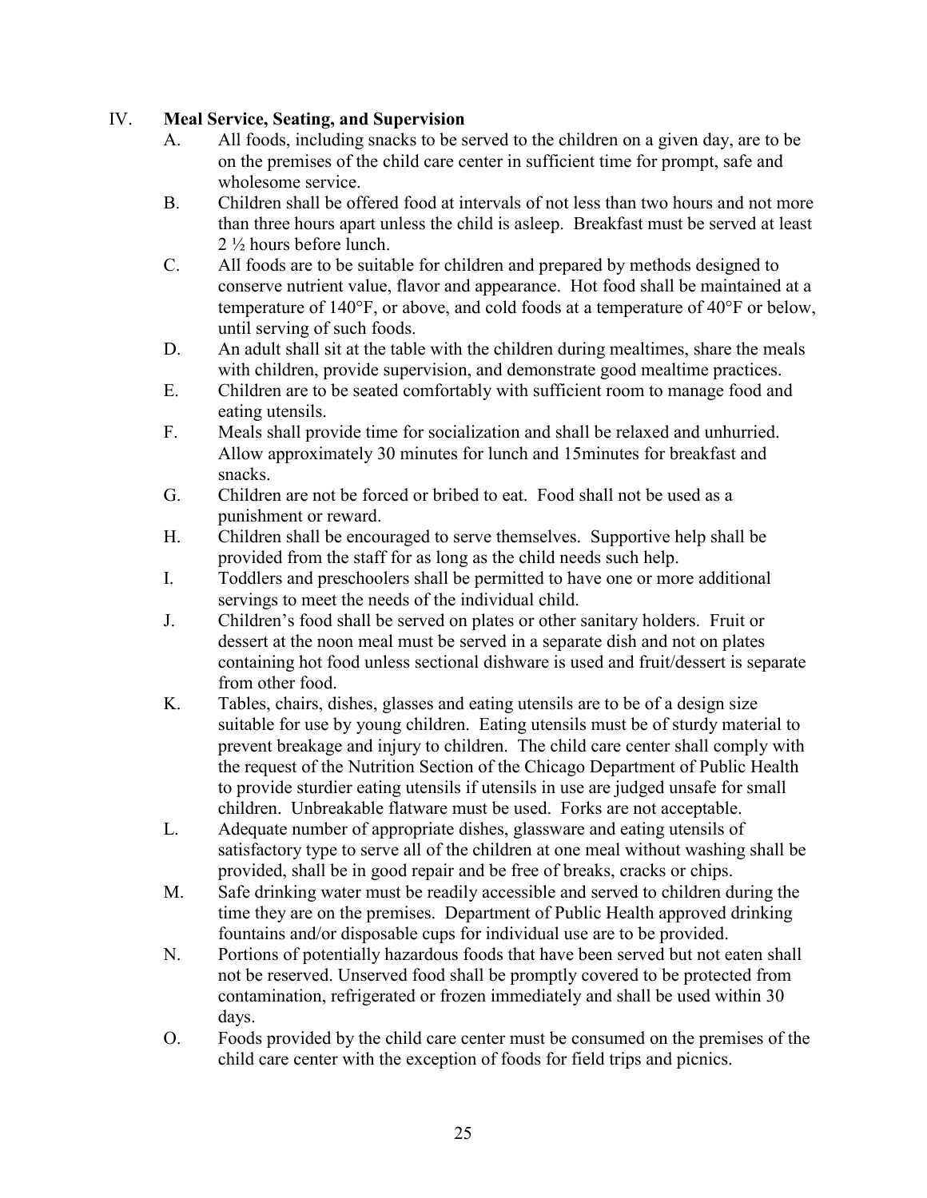## IV. Meal Service, Seating, and Supervision

A. All foods, including snacks to be served to the children on a given day, are to be on the premises of the child care center in sufficient time for prompt, safe and wholesome service.

B. Children shall be offered food at intervals of not less than two hours and not more than three hours apart unless the child is asleep. Breakfast must be served at least 2 ½ hours before lunch.

C. All foods are to be suitable for children and prepared by methods designed to conserve nutrient value, flavor and appearance. Hot food shall be maintained at a temperature of 140°F, or above, and cold foods at a temperature of 40°F or below, until serving of such foods.

D. An adult shall sit at the table with the children during mealtimes, share the meals with children, provide supervision, and demonstrate good mealtime practices.

E. Children are to be seated comfortably with sufficient room to manage food and eating utensils.

F. Meals shall provide time for socialization and shall be relaxed and unhurried. Allow approximately 30 minutes for lunch and 15minutes for breakfast and snacks.

G. Children are not be forced or bribed to eat. Food shall not be used as a punishment or reward.

H. Children shall be encouraged to serve themselves. Supportive help shall be provided from the staff for as long as the child needs such help.

I. Toddlers and preschoolers shall be permitted to have one or more additional servings to meet the needs of the individual child.

J. Children's food shall be served on plates or other sanitary holders. Fruit or dessert at the noon meal must be served in a separate dish and not on plates containing hot food unless sectional dishware is used and fruit/dessert is separate from other food.

K. Tables, chairs, dishes, glasses and eating utensils are to be of a design size suitable for use by young children. Eating utensils must be of sturdy material to prevent breakage and injury to children. The child care center shall comply with the request of the Nutrition Section of the Chicago Department of Public Health to provide sturdier eating utensils if utensils in use are judged unsafe for small children. Unbreakable flatware must be used. Forks are not acceptable.

L. Adequate number of appropriate dishes, glassware and eating utensils of satisfactory type to serve all of the children at one meal without washing shall be provided, shall be in good repair and be free of breaks, cracks or chips.

M. Safe drinking water must be readily accessible and served to children during the time they are on the premises. Department of Public Health approved drinking fountains and/or disposable cups for individual use are to be provided.

N. Portions of potentially hazardous foods that have been served but not eaten shall not be reserved. Unserved food shall be promptly covered to be protected from contamination, refrigerated or frozen immediately and shall be used within 30 days.

O. Foods provided by the child care center must be consumed on the premises of the child care center with the exception of foods for field trips and picnics.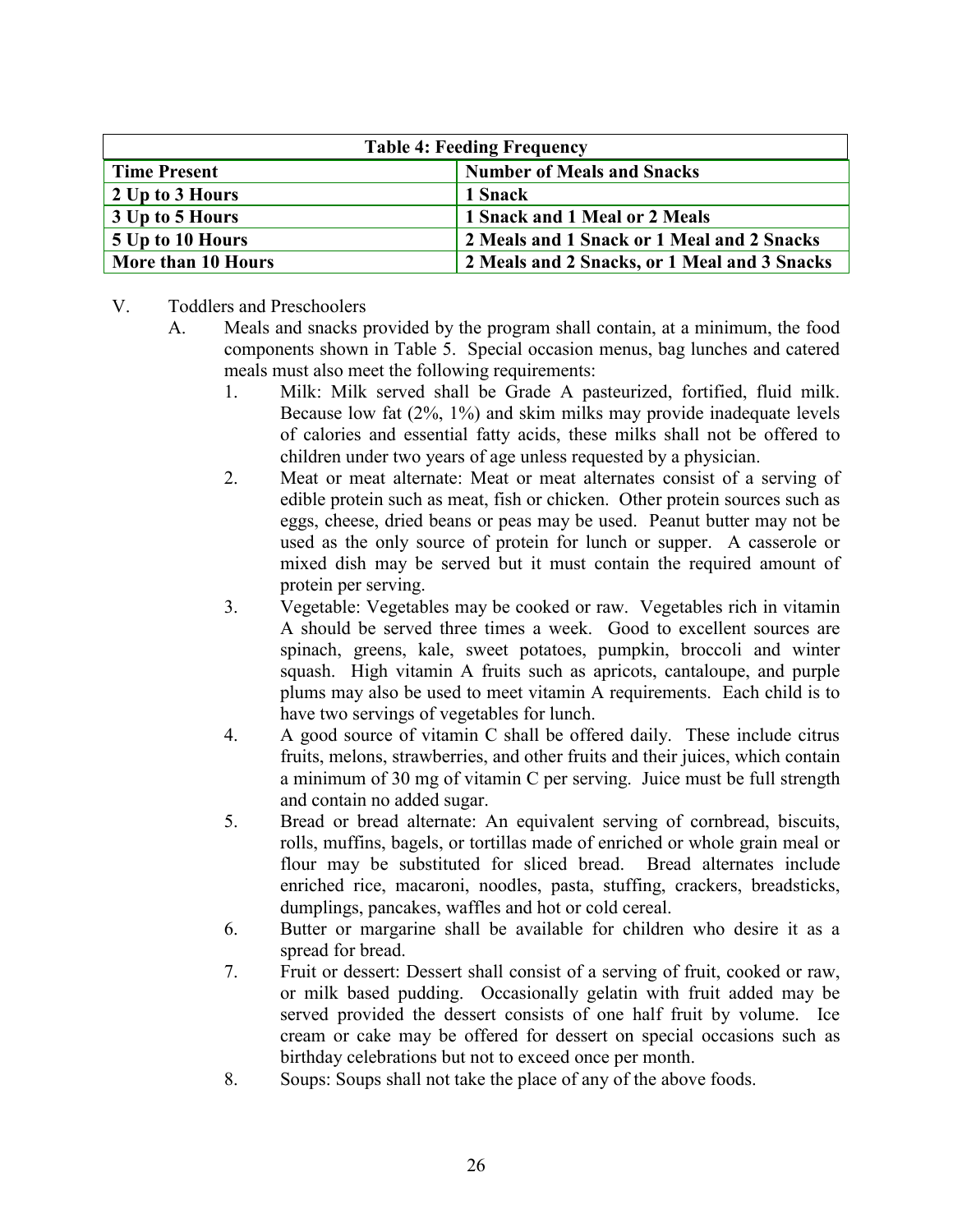| Table 4: Feeding Frequency | |
|---|---|
| **Time Present** | **Number of Meals and Snacks** |
| **2 Up to 3 Hours** | **1 Snack** |
| **3 Up to 5 Hours** | **1 Snack and 1 Meal or 2 Meals** |
| **5 Up to 10 Hours** | **2 Meals and 1 Snack or 1 Meal and 2 Snacks** |
| **More than 10 Hours** | **2 Meals and 2 Snacks, or 1 Meal and 3 Snacks** |

V. Toddlers and Preschoolers

A. Meals and snacks provided by the program shall contain, at a minimum, the food components shown in Table 5. Special occasion menus, bag lunches and catered meals must also meet the following requirements:

1. Milk: Milk served shall be Grade A pasteurized, fortified, fluid milk. Because low fat (2%, 1%) and skim milks may provide inadequate levels of calories and essential fatty acids, these milks shall not be offered to children under two years of age unless requested by a physician.
2. Meat or meat alternate: Meat or meat alternates consist of a serving of edible protein such as meat, fish or chicken. Other protein sources such as eggs, cheese, dried beans or peas may be used. Peanut butter may not be used as the only source of protein for lunch or supper. A casserole or mixed dish may be served but it must contain the required amount of protein per serving.
3. Vegetable: Vegetables may be cooked or raw. Vegetables rich in vitamin A should be served three times a week. Good to excellent sources are spinach, greens, kale, sweet potatoes, pumpkin, broccoli and winter squash. High vitamin A fruits such as apricots, cantaloupe, and purple plums may also be used to meet vitamin A requirements. Each child is to have two servings of vegetables for lunch.
4. A good source of vitamin C shall be offered daily. These include citrus fruits, melons, strawberries, and other fruits and their juices, which contain a minimum of 30 mg of vitamin C per serving. Juice must be full strength and contain no added sugar.
5. Bread or bread alternate: An equivalent serving of cornbread, biscuits, rolls, muffins, bagels, or tortillas made of enriched or whole grain meal or flour may be substituted for sliced bread. Bread alternates include enriched rice, macaroni, noodles, pasta, stuffing, crackers, breadsticks, dumplings, pancakes, waffles and hot or cold cereal.
6. Butter or margarine shall be available for children who desire it as a spread for bread.
7. Fruit or dessert: Dessert shall consist of a serving of fruit, cooked or raw, or milk based pudding. Occasionally gelatin with fruit added may be served provided the dessert consists of one half fruit by volume. Ice cream or cake may be offered for dessert on special occasions such as birthday celebrations but not to exceed once per month.
8. Soups: Soups shall not take the place of any of the above foods.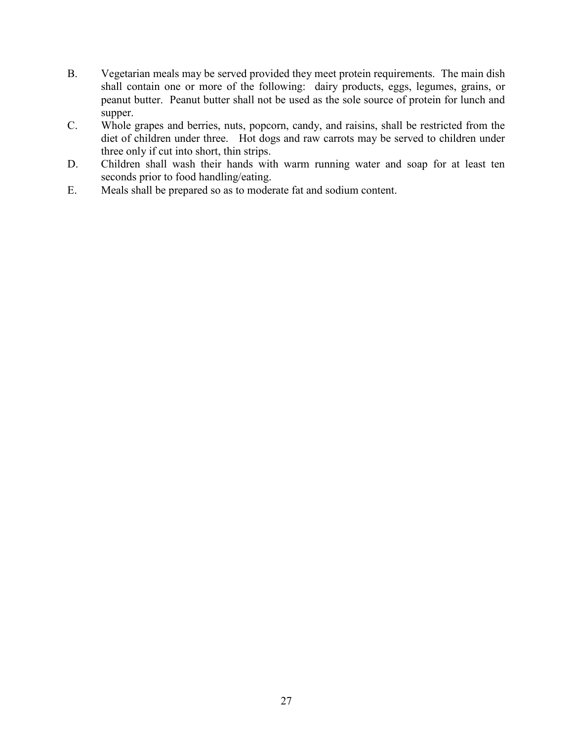B. Vegetarian meals may be served provided they meet protein requirements. The main dish shall contain one or more of the following: dairy products, eggs, legumes, grains, or peanut butter. Peanut butter shall not be used as the sole source of protein for lunch and supper.

C. Whole grapes and berries, nuts, popcorn, candy, and raisins, shall be restricted from the diet of children under three. Hot dogs and raw carrots may be served to children under three only if cut into short, thin strips.

D. Children shall wash their hands with warm running water and soap for at least ten seconds prior to food handling/eating.

E. Meals shall be prepared so as to moderate fat and sodium content.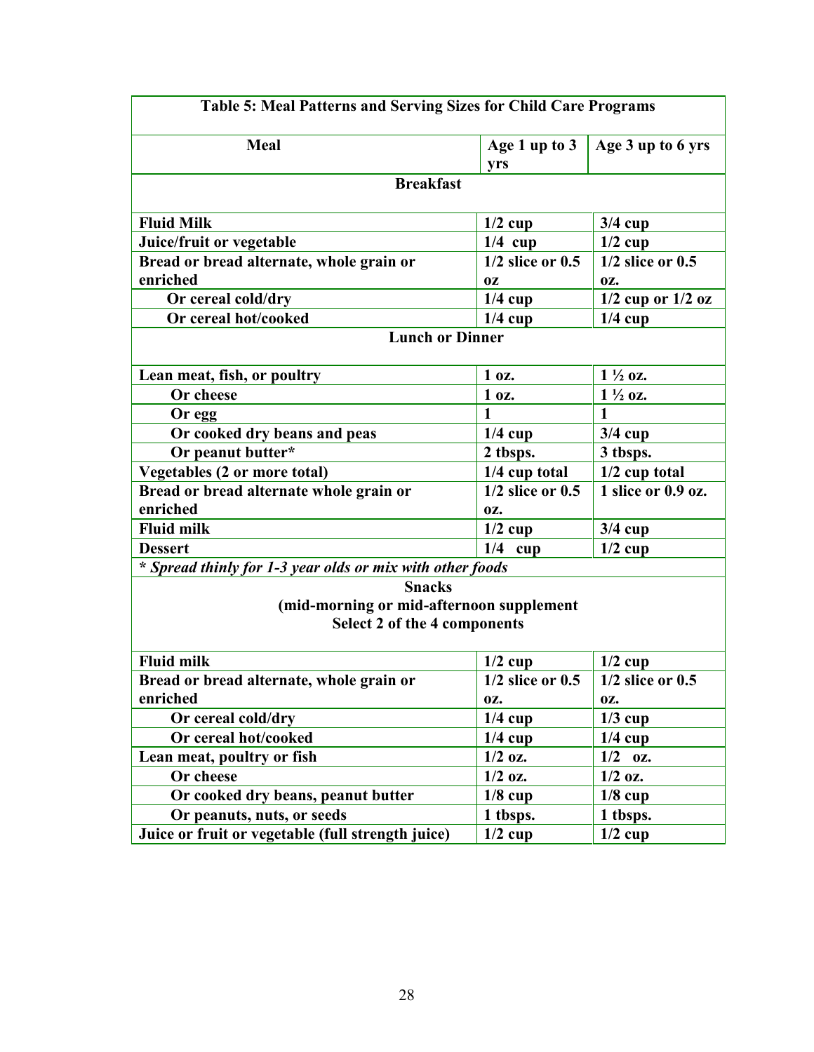| Table 5: Meal Patterns and Serving Sizes for Child Care Programs | | |
|---|---|---|
| **Meal** | **Age 1 up to 3 yrs** | **Age 3 up to 6 yrs** |
| **Breakfast** | | |
| **Fluid Milk** | **1/2 cup** | **3/4 cup** |
| **Juice/fruit or vegetable** | **1/4 cup** | **1/2 cup** |
| **Bread or bread alternate, whole grain or enriched** | **1/2 slice or 0.5 oz** | **1/2 slice or 0.5 oz.** |
| **Or cereal cold/dry** | **1/4 cup** | **1/2 cup or 1/2 oz** |
| **Or cereal hot/cooked** | **1/4 cup** | **1/4 cup** |
| **Lunch or Dinner** | | |
| **Lean meat, fish, or poultry** | **1 oz.** | **1 ½ oz.** |
| **Or cheese** | **1 oz.** | **1 ½ oz.** |
| **Or egg** | **1** | **1** |
| **Or cooked dry beans and peas** | **1/4 cup** | **3/4 cup** |
| **Or peanut butter*** | **2 tbsps.** | **3 tbsps.** |
| **Vegetables (2 or more total)** | **1/4 cup total** | **1/2 cup total** |
| **Bread or bread alternate whole grain or enriched** | **1/2 slice or 0.5 oz.** | **1 slice or 0.9 oz.** |
| **Fluid milk** | **1/2 cup** | **3/4 cup** |
| **Dessert** | **1/4 cup** | **1/2 cup** |
| ***\* Spread thinly for 1-3 year olds or mix with other foods*** | | |
| **Snacks (mid-morning or mid-afternoon supplement Select 2 of the 4 components** | | |
| **Fluid milk** | **1/2 cup** | **1/2 cup** |
| **Bread or bread alternate, whole grain or enriched** | **1/2 slice or 0.5 oz.** | **1/2 slice or 0.5 oz.** |
| **Or cereal cold/dry** | **1/4 cup** | **1/3 cup** |
| **Or cereal hot/cooked** | **1/4 cup** | **1/4 cup** |
| **Lean meat, poultry or fish** | **1/2 oz.** | **1/2 oz.** |
| **Or cheese** | **1/2 oz.** | **1/2 oz.** |
| **Or cooked dry beans, peanut butter** | **1/8 cup** | **1/8 cup** |
| **Or peanuts, nuts, or seeds** | **1 tbsps.** | **1 tbsps.** |
| **Juice or fruit or vegetable (full strength juice)** | **1/2 cup** | **1/2 cup** |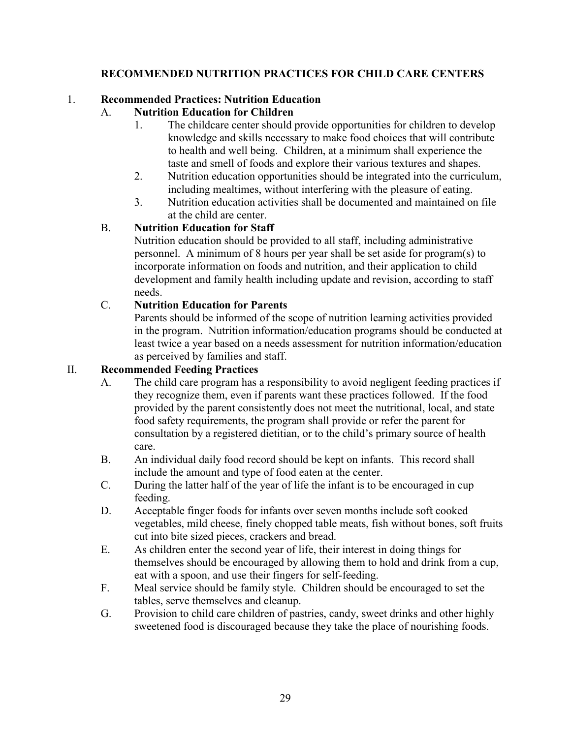## RECOMMENDED NUTRITION PRACTICES FOR CHILD CARE CENTERS

1. **Recommended Practices: Nutrition Education**

   A. **Nutrition Education for Children**

      1. The childcare center should provide opportunities for children to develop knowledge and skills necessary to make food choices that will contribute to health and well being. Children, at a minimum shall experience the taste and smell of foods and explore their various textures and shapes.
      2. Nutrition education opportunities should be integrated into the curriculum, including mealtimes, without interfering with the pleasure of eating.
      3. Nutrition education activities shall be documented and maintained on file at the child are center.

   B. **Nutrition Education for Staff**

      Nutrition education should be provided to all staff, including administrative personnel. A minimum of 8 hours per year shall be set aside for program(s) to incorporate information on foods and nutrition, and their application to child development and family health including update and revision, according to staff needs.

   C. **Nutrition Education for Parents**

      Parents should be informed of the scope of nutrition learning activities provided in the program. Nutrition information/education programs should be conducted at least twice a year based on a needs assessment for nutrition information/education as perceived by families and staff.

II. **Recommended Feeding Practices**

   A. The child care program has a responsibility to avoid negligent feeding practices if they recognize them, even if parents want these practices followed. If the food provided by the parent consistently does not meet the nutritional, local, and state food safety requirements, the program shall provide or refer the parent for consultation by a registered dietitian, or to the child's primary source of health care.

   B. An individual daily food record should be kept on infants. This record shall include the amount and type of food eaten at the center.

   C. During the latter half of the year of life the infant is to be encouraged in cup feeding.

   D. Acceptable finger foods for infants over seven months include soft cooked vegetables, mild cheese, finely chopped table meats, fish without bones, soft fruits cut into bite sized pieces, crackers and bread.

   E. As children enter the second year of life, their interest in doing things for themselves should be encouraged by allowing them to hold and drink from a cup, eat with a spoon, and use their fingers for self-feeding.

   F. Meal service should be family style. Children should be encouraged to set the tables, serve themselves and cleanup.

   G. Provision to child care children of pastries, candy, sweet drinks and other highly sweetened food is discouraged because they take the place of nourishing foods.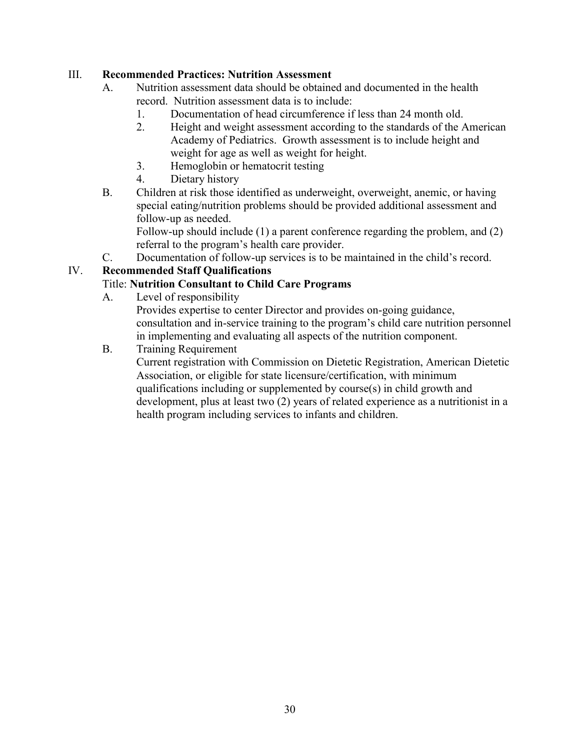## III. **Recommended Practices: Nutrition Assessment**

A. Nutrition assessment data should be obtained and documented in the health record. Nutrition assessment data is to include:

1. Documentation of head circumference if less than 24 month old.
2. Height and weight assessment according to the standards of the American Academy of Pediatrics. Growth assessment is to include height and weight for age as well as weight for height.
3. Hemoglobin or hematocrit testing
4. Dietary history

B. Children at risk those identified as underweight, overweight, anemic, or having special eating/nutrition problems should be provided additional assessment and follow-up as needed.

Follow-up should include (1) a parent conference regarding the problem, and (2) referral to the program's health care provider.

C. Documentation of follow-up services is to be maintained in the child's record.

## IV. **Recommended Staff Qualifications**

Title: **Nutrition Consultant to Child Care Programs**

A. Level of responsibility

Provides expertise to center Director and provides on-going guidance, consultation and in-service training to the program's child care nutrition personnel in implementing and evaluating all aspects of the nutrition component.

B. Training Requirement

Current registration with Commission on Dietetic Registration, American Dietetic Association, or eligible for state licensure/certification, with minimum qualifications including or supplemented by course(s) in child growth and development, plus at least two (2) years of related experience as a nutritionist in a health program including services to infants and children.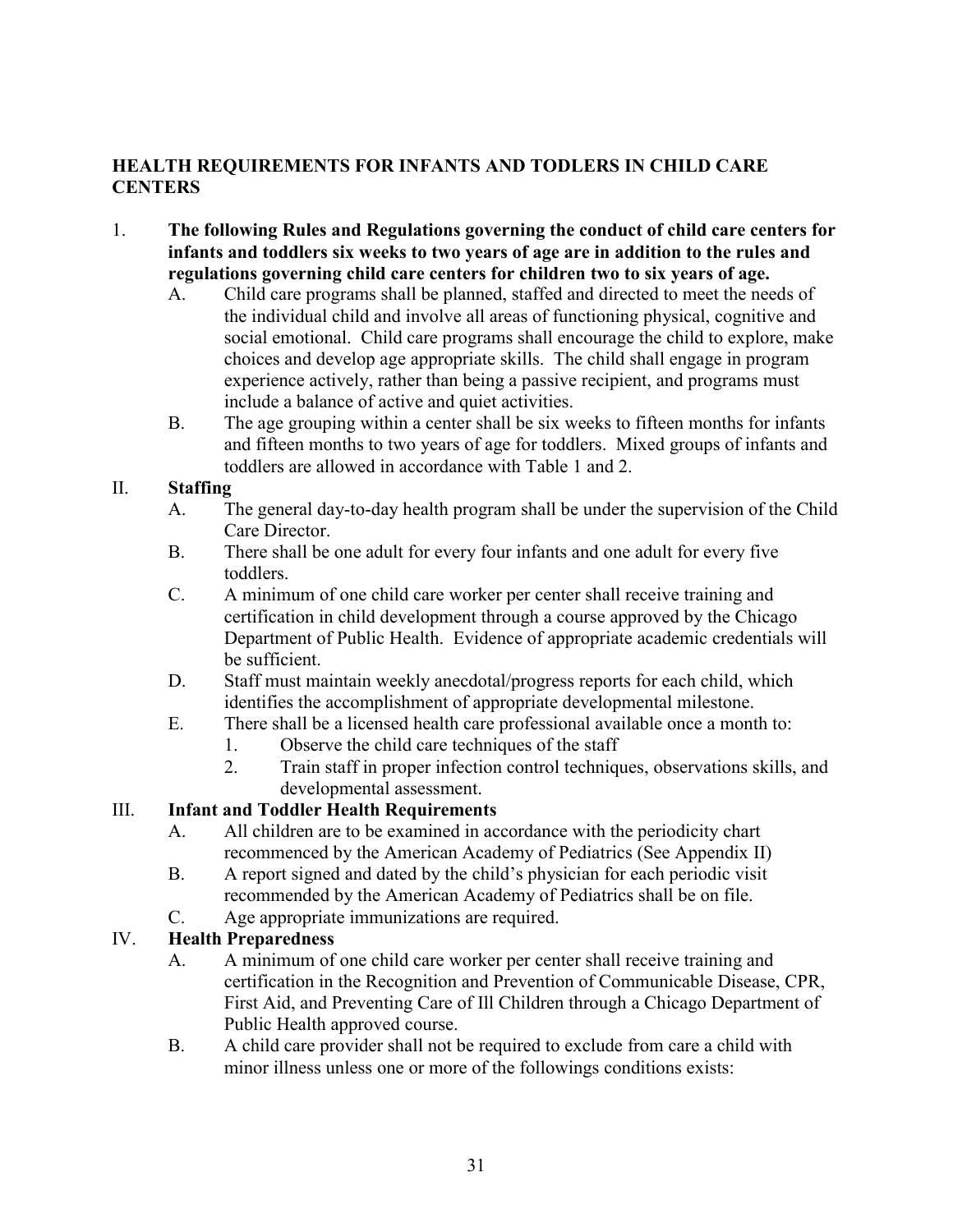## HEALTH REQUIREMENTS FOR INFANTS AND TODLERS IN CHILD CARE CENTERS

1. **The following Rules and Regulations governing the conduct of child care centers for infants and toddlers six weeks to two years of age are in addition to the rules and regulations governing child care centers for children two to six years of age.**
   - A. Child care programs shall be planned, staffed and directed to meet the needs of the individual child and involve all areas of functioning physical, cognitive and social emotional. Child care programs shall encourage the child to explore, make choices and develop age appropriate skills. The child shall engage in program experience actively, rather than being a passive recipient, and programs must include a balance of active and quiet activities.
   - B. The age grouping within a center shall be six weeks to fifteen months for infants and fifteen months to two years of age for toddlers. Mixed groups of infants and toddlers are allowed in accordance with Table 1 and 2.

II. **Staffing**
   - A. The general day-to-day health program shall be under the supervision of the Child Care Director.
   - B. There shall be one adult for every four infants and one adult for every five toddlers.
   - C. A minimum of one child care worker per center shall receive training and certification in child development through a course approved by the Chicago Department of Public Health. Evidence of appropriate academic credentials will be sufficient.
   - D. Staff must maintain weekly anecdotal/progress reports for each child, which identifies the accomplishment of appropriate developmental milestone.
   - E. There shall be a licensed health care professional available once a month to:
     1. Observe the child care techniques of the staff
     2. Train staff in proper infection control techniques, observations skills, and developmental assessment.

III. **Infant and Toddler Health Requirements**
   - A. All children are to be examined in accordance with the periodicity chart recommenced by the American Academy of Pediatrics (See Appendix II)
   - B. A report signed and dated by the child's physician for each periodic visit recommended by the American Academy of Pediatrics shall be on file.
   - C. Age appropriate immunizations are required.

IV. **Health Preparedness**
   - A. A minimum of one child care worker per center shall receive training and certification in the Recognition and Prevention of Communicable Disease, CPR, First Aid, and Preventing Care of Ill Children through a Chicago Department of Public Health approved course.
   - B. A child care provider shall not be required to exclude from care a child with minor illness unless one or more of the followings conditions exists: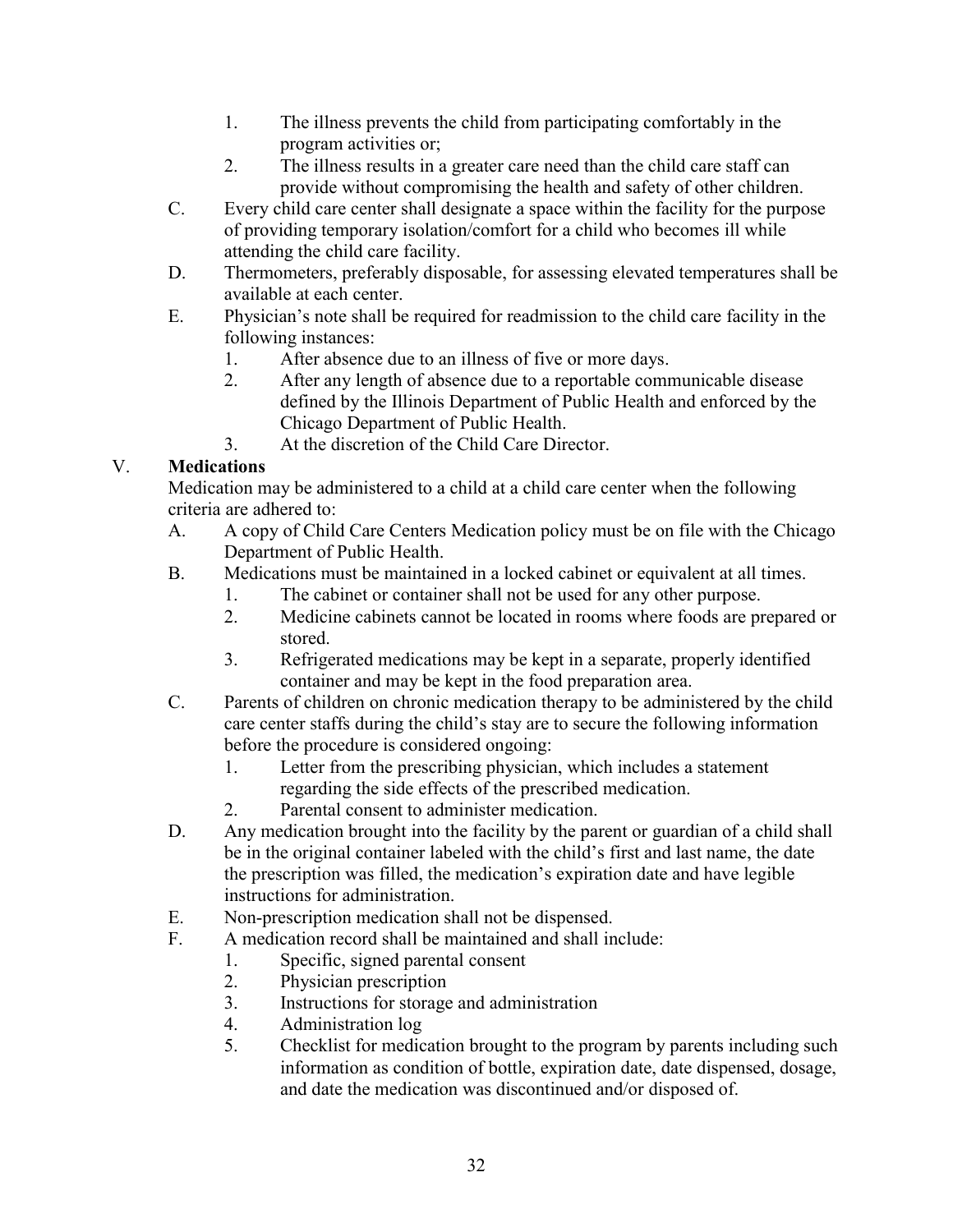1. The illness prevents the child from participating comfortably in the program activities or;
2. The illness results in a greater care need than the child care staff can provide without compromising the health and safety of other children.

C. Every child care center shall designate a space within the facility for the purpose of providing temporary isolation/comfort for a child who becomes ill while attending the child care facility.

D. Thermometers, preferably disposable, for assessing elevated temperatures shall be available at each center.

E. Physician's note shall be required for readmission to the child care facility in the following instances:
1. After absence due to an illness of five or more days.
2. After any length of absence due to a reportable communicable disease defined by the Illinois Department of Public Health and enforced by the Chicago Department of Public Health.
3. At the discretion of the Child Care Director.

V. **Medications**

Medication may be administered to a child at a child care center when the following criteria are adhered to:

A. A copy of Child Care Centers Medication policy must be on file with the Chicago Department of Public Health.

B. Medications must be maintained in a locked cabinet or equivalent at all times.
1. The cabinet or container shall not be used for any other purpose.
2. Medicine cabinets cannot be located in rooms where foods are prepared or stored.
3. Refrigerated medications may be kept in a separate, properly identified container and may be kept in the food preparation area.

C. Parents of children on chronic medication therapy to be administered by the child care center staffs during the child's stay are to secure the following information before the procedure is considered ongoing:
1. Letter from the prescribing physician, which includes a statement regarding the side effects of the prescribed medication.
2. Parental consent to administer medication.

D. Any medication brought into the facility by the parent or guardian of a child shall be in the original container labeled with the child's first and last name, the date the prescription was filled, the medication's expiration date and have legible instructions for administration.

E. Non-prescription medication shall not be dispensed.

F. A medication record shall be maintained and shall include:
1. Specific, signed parental consent
2. Physician prescription
3. Instructions for storage and administration
4. Administration log
5. Checklist for medication brought to the program by parents including such information as condition of bottle, expiration date, date dispensed, dosage, and date the medication was discontinued and/or disposed of.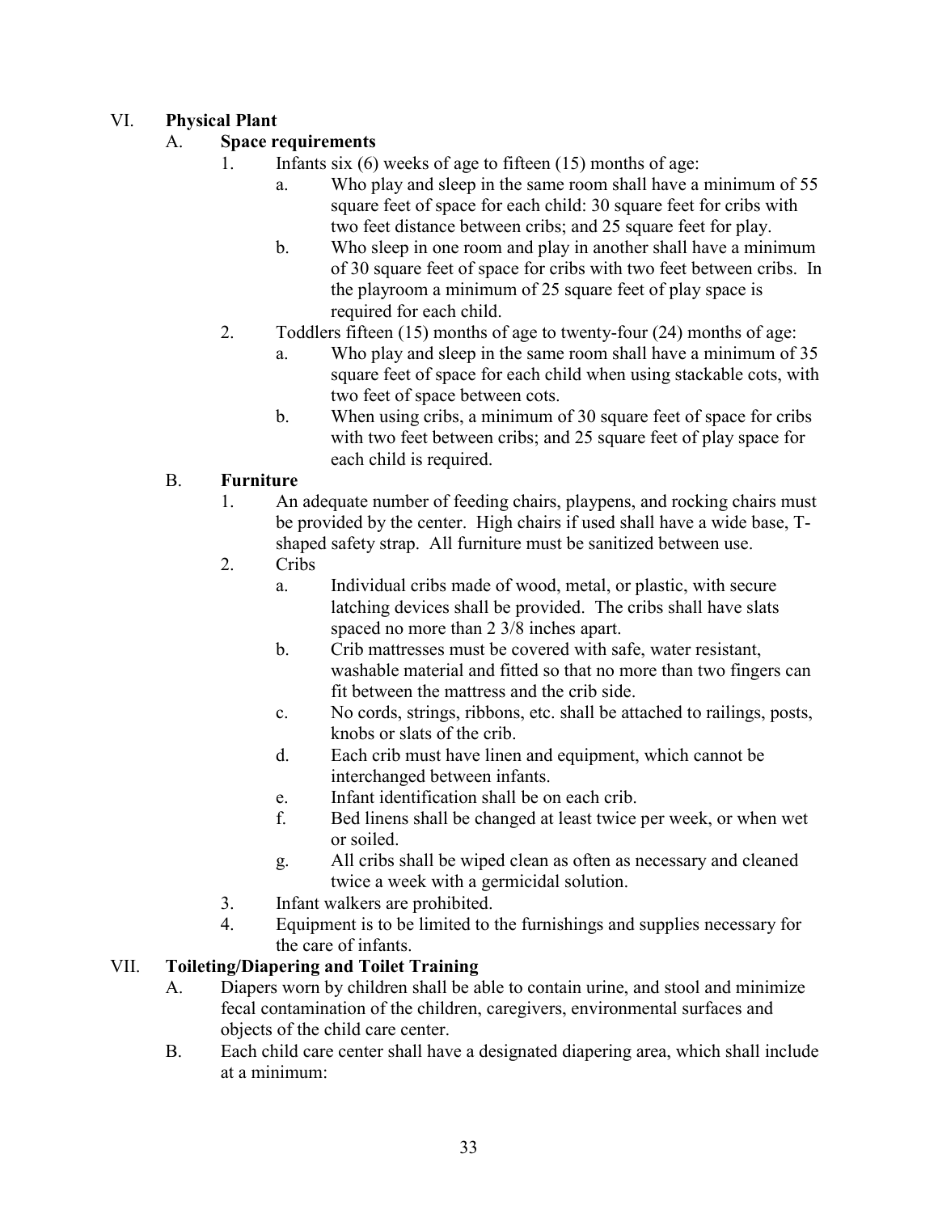VI. **Physical Plant**

A. **Space requirements**

1. Infants six (6) weeks of age to fifteen (15) months of age:
   a. Who play and sleep in the same room shall have a minimum of 55 square feet of space for each child: 30 square feet for cribs with two feet distance between cribs; and 25 square feet for play.
   b. Who sleep in one room and play in another shall have a minimum of 30 square feet of space for cribs with two feet between cribs. In the playroom a minimum of 25 square feet of play space is required for each child.
2. Toddlers fifteen (15) months of age to twenty-four (24) months of age:
   a. Who play and sleep in the same room shall have a minimum of 35 square feet of space for each child when using stackable cots, with two feet of space between cots.
   b. When using cribs, a minimum of 30 square feet of space for cribs with two feet between cribs; and 25 square feet of play space for each child is required.

B. **Furniture**

1. An adequate number of feeding chairs, playpens, and rocking chairs must be provided by the center. High chairs if used shall have a wide base, T-shaped safety strap. All furniture must be sanitized between use.
2. Cribs
   a. Individual cribs made of wood, metal, or plastic, with secure latching devices shall be provided. The cribs shall have slats spaced no more than 2 3/8 inches apart.
   b. Crib mattresses must be covered with safe, water resistant, washable material and fitted so that no more than two fingers can fit between the mattress and the crib side.
   c. No cords, strings, ribbons, etc. shall be attached to railings, posts, knobs or slats of the crib.
   d. Each crib must have linen and equipment, which cannot be interchanged between infants.
   e. Infant identification shall be on each crib.
   f. Bed linens shall be changed at least twice per week, or when wet or soiled.
   g. All cribs shall be wiped clean as often as necessary and cleaned twice a week with a germicidal solution.
3. Infant walkers are prohibited.
4. Equipment is to be limited to the furnishings and supplies necessary for the care of infants.

VII. **Toileting/Diapering and Toilet Training**

A. Diapers worn by children shall be able to contain urine, and stool and minimize fecal contamination of the children, caregivers, environmental surfaces and objects of the child care center.

B. Each child care center shall have a designated diapering area, which shall include at a minimum: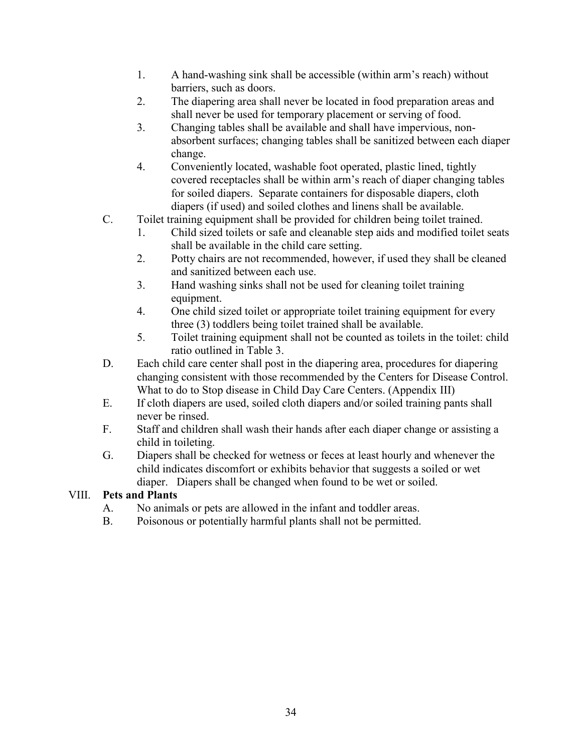1. A hand-washing sink shall be accessible (within arm's reach) without barriers, such as doors.
2. The diapering area shall never be located in food preparation areas and shall never be used for temporary placement or serving of food.
3. Changing tables shall be available and shall have impervious, non-absorbent surfaces; changing tables shall be sanitized between each diaper change.
4. Conveniently located, washable foot operated, plastic lined, tightly covered receptacles shall be within arm's reach of diaper changing tables for soiled diapers. Separate containers for disposable diapers, cloth diapers (if used) and soiled clothes and linens shall be available.

C. Toilet training equipment shall be provided for children being toilet trained.

1. Child sized toilets or safe and cleanable step aids and modified toilet seats shall be available in the child care setting.
2. Potty chairs are not recommended, however, if used they shall be cleaned and sanitized between each use.
3. Hand washing sinks shall not be used for cleaning toilet training equipment.
4. One child sized toilet or appropriate toilet training equipment for every three (3) toddlers being toilet trained shall be available.
5. Toilet training equipment shall not be counted as toilets in the toilet: child ratio outlined in Table 3.

D. Each child care center shall post in the diapering area, procedures for diapering changing consistent with those recommended by the Centers for Disease Control. What to do to Stop disease in Child Day Care Centers. (Appendix III)

E. If cloth diapers are used, soiled cloth diapers and/or soiled training pants shall never be rinsed.

F. Staff and children shall wash their hands after each diaper change or assisting a child in toileting.

G. Diapers shall be checked for wetness or feces at least hourly and whenever the child indicates discomfort or exhibits behavior that suggests a soiled or wet diaper. Diapers shall be changed when found to be wet or soiled.

## VIII. Pets and Plants

A. No animals or pets are allowed in the infant and toddler areas.

B. Poisonous or potentially harmful plants shall not be permitted.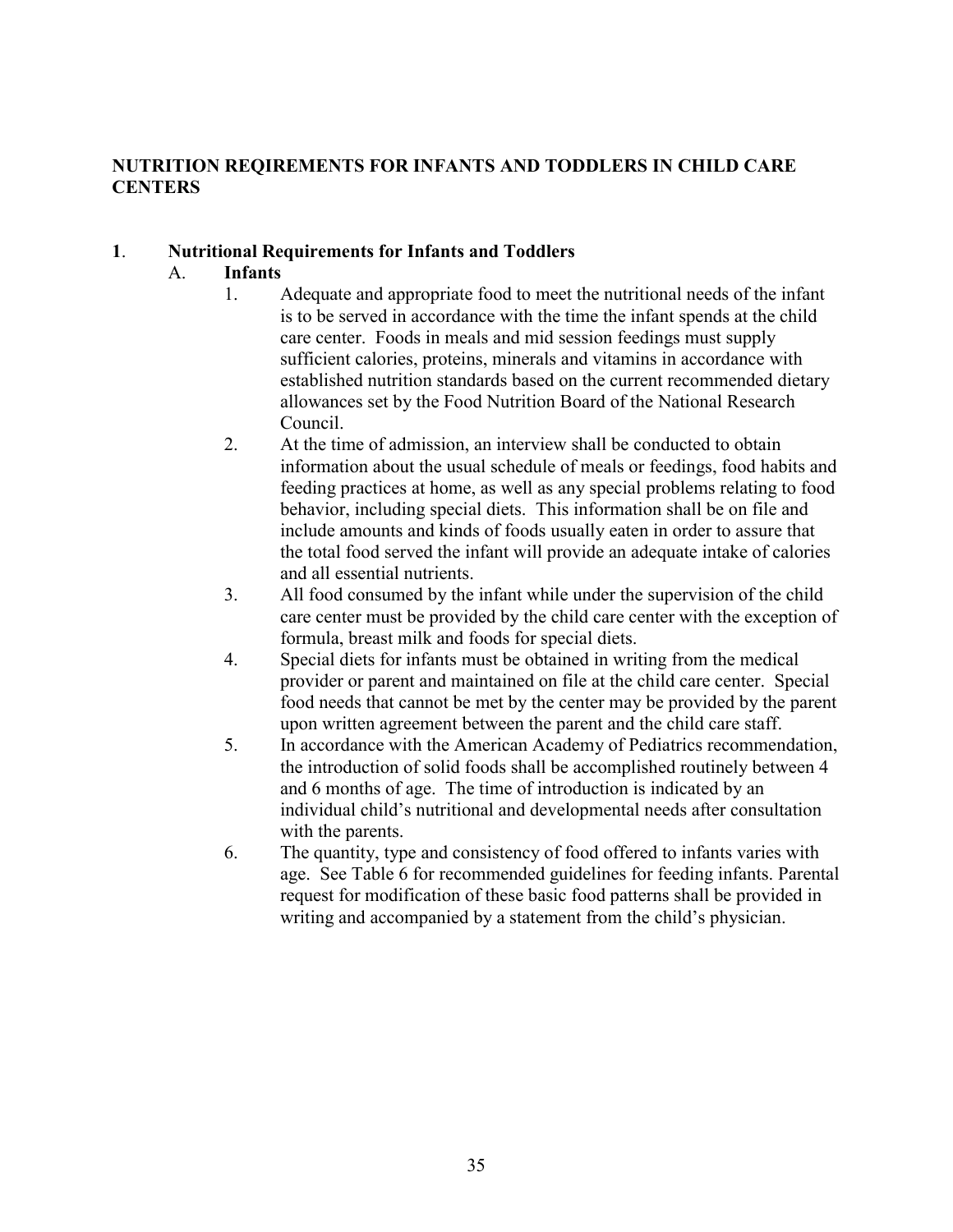## NUTRITION REQIREMENTS FOR INFANTS AND TODDLERS IN CHILD CARE CENTERS

### 1. Nutritional Requirements for Infants and Toddlers

#### A. Infants

1. Adequate and appropriate food to meet the nutritional needs of the infant is to be served in accordance with the time the infant spends at the child care center. Foods in meals and mid session feedings must supply sufficient calories, proteins, minerals and vitamins in accordance with established nutrition standards based on the current recommended dietary allowances set by the Food Nutrition Board of the National Research Council.
2. At the time of admission, an interview shall be conducted to obtain information about the usual schedule of meals or feedings, food habits and feeding practices at home, as well as any special problems relating to food behavior, including special diets. This information shall be on file and include amounts and kinds of foods usually eaten in order to assure that the total food served the infant will provide an adequate intake of calories and all essential nutrients.
3. All food consumed by the infant while under the supervision of the child care center must be provided by the child care center with the exception of formula, breast milk and foods for special diets.
4. Special diets for infants must be obtained in writing from the medical provider or parent and maintained on file at the child care center. Special food needs that cannot be met by the center may be provided by the parent upon written agreement between the parent and the child care staff.
5. In accordance with the American Academy of Pediatrics recommendation, the introduction of solid foods shall be accomplished routinely between 4 and 6 months of age. The time of introduction is indicated by an individual child's nutritional and developmental needs after consultation with the parents.
6. The quantity, type and consistency of food offered to infants varies with age. See Table 6 for recommended guidelines for feeding infants. Parental request for modification of these basic food patterns shall be provided in writing and accompanied by a statement from the child's physician.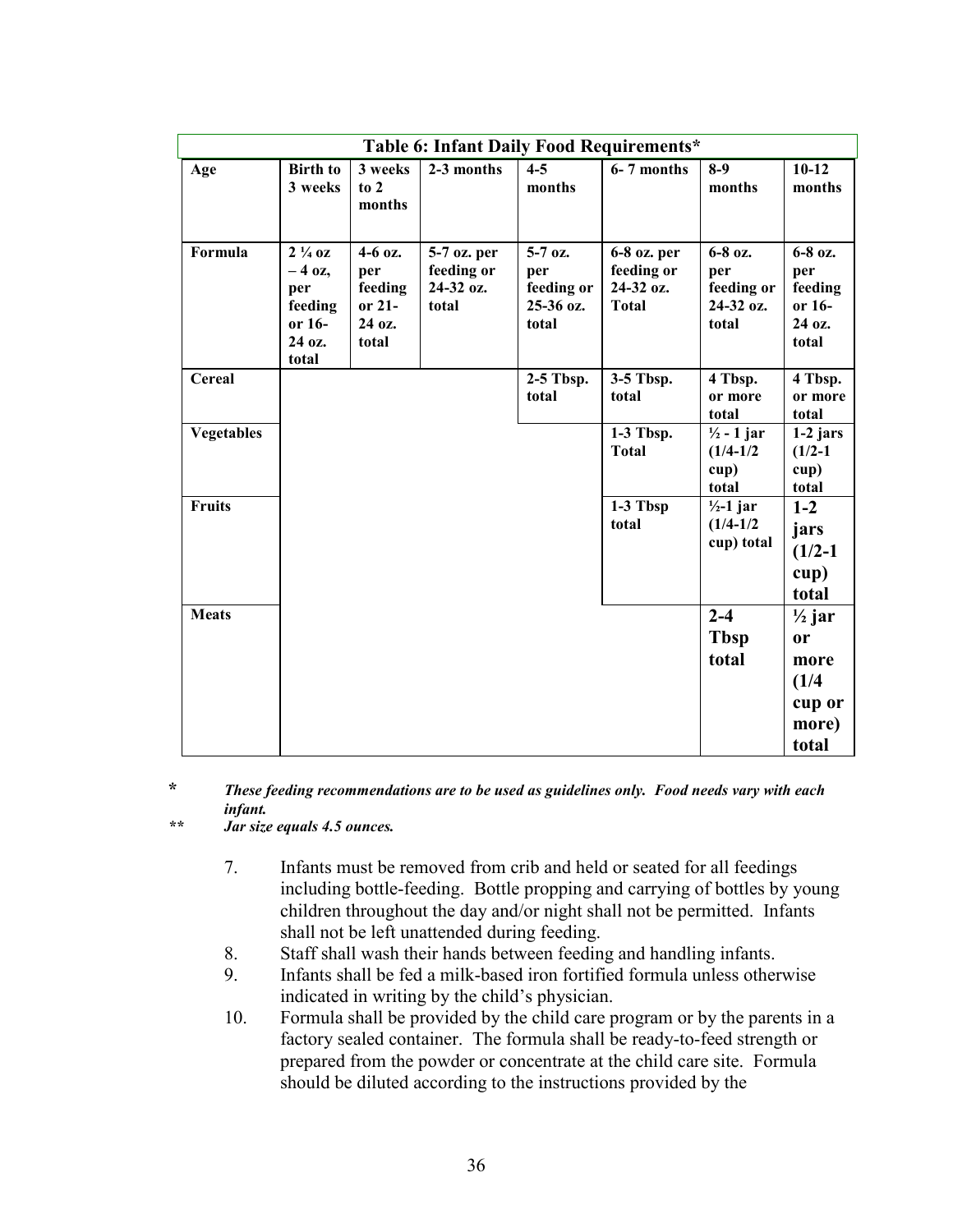| Table 6: Infant Daily Food Requirements* | | | | | | | |
|---|---|---|---|---|---|---|---|
| **Age** | **Birth to 3 weeks** | **3 weeks to 2 months** | **2-3 months** | **4-5 months** | **6- 7 months** | **8-9 months** | **10-12 months** |
| **Formula** | **2 ¼ oz – 4 oz, per feeding or 16-24 oz. total** | **4-6 oz. per feeding or 21-24 oz. total** | **5-7 oz. per feeding or 24-32 oz. total** | **5-7 oz. per feeding or 25-36 oz. total** | **6-8 oz. per feeding or 24-32 oz. Total** | **6-8 oz. per feeding or 24-32 oz. total** | **6-8 oz. per feeding or 16-24 oz. total** |
| **Cereal** | | | | **2-5 Tbsp. total** | **3-5 Tbsp. total** | **4 Tbsp. or more total** | **4 Tbsp. or more total** |
| **Vegetables** | | | | | **1-3 Tbsp. Total** | **½ - 1 jar (1/4-1/2 cup) total** | **1-2 jars (1/2-1 cup) total** |
| **Fruits** | | | | | **1-3 Tbsp total** | **½-1 jar (1/4-1/2 cup) total** | **1-2 jars (1/2-1 cup) total** |
| **Meats** | | | | | | **2-4 Tbsp total** | **½ jar or more (1/4 cup or more) total** |

**\*** *These feeding recommendations are to be used as guidelines only. Food needs vary with each infant.*

**\*\*** *Jar size equals 4.5 ounces.*

7. Infants must be removed from crib and held or seated for all feedings including bottle-feeding. Bottle propping and carrying of bottles by young children throughout the day and/or night shall not be permitted. Infants shall not be left unattended during feeding.
8. Staff shall wash their hands between feeding and handling infants.
9. Infants shall be fed a milk-based iron fortified formula unless otherwise indicated in writing by the child's physician.
10. Formula shall be provided by the child care program or by the parents in a factory sealed container. The formula shall be ready-to-feed strength or prepared from the powder or concentrate at the child care site. Formula should be diluted according to the instructions provided by the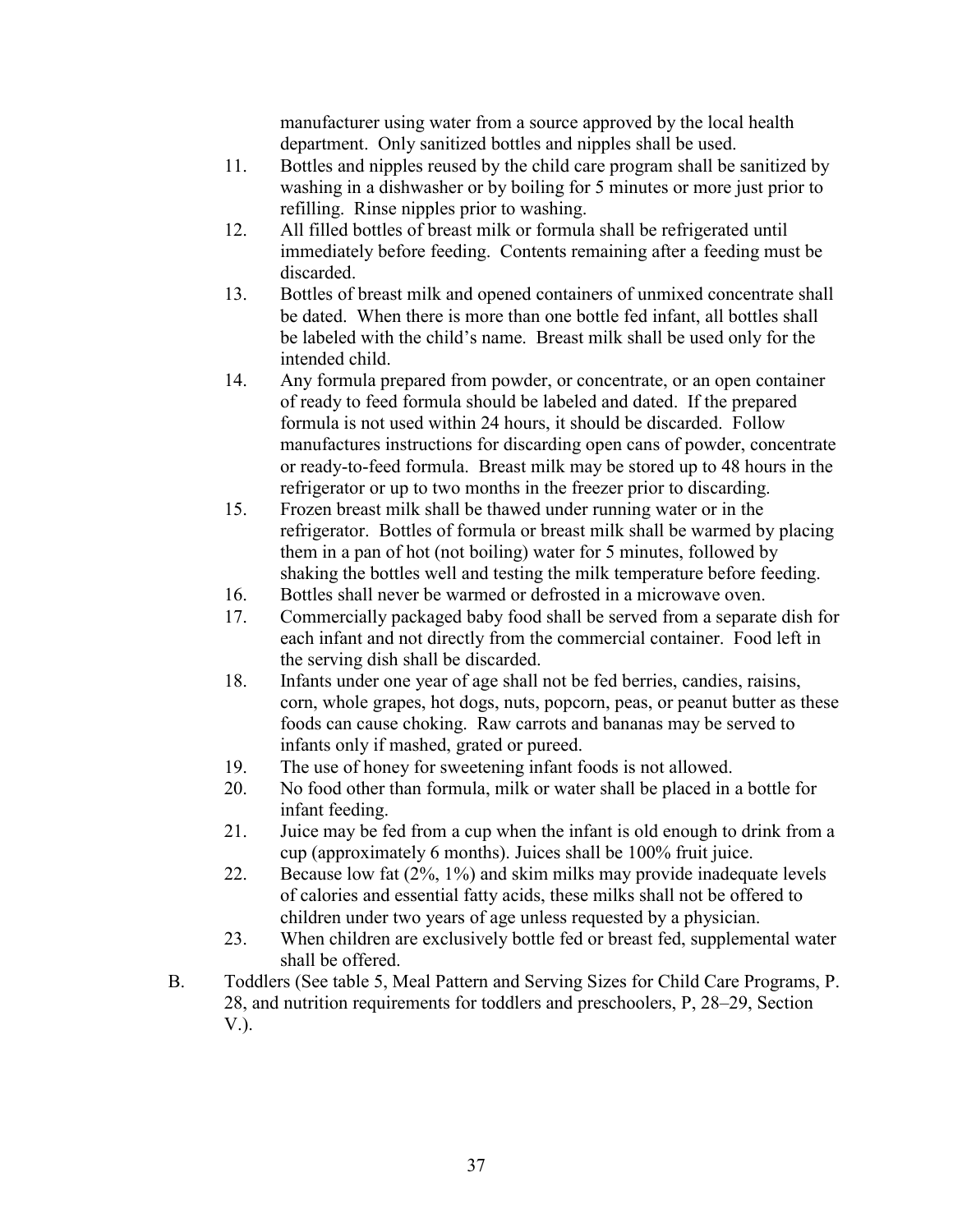manufacturer using water from a source approved by the local health department. Only sanitized bottles and nipples shall be used.

11. Bottles and nipples reused by the child care program shall be sanitized by washing in a dishwasher or by boiling for 5 minutes or more just prior to refilling. Rinse nipples prior to washing.
12. All filled bottles of breast milk or formula shall be refrigerated until immediately before feeding. Contents remaining after a feeding must be discarded.
13. Bottles of breast milk and opened containers of unmixed concentrate shall be dated. When there is more than one bottle fed infant, all bottles shall be labeled with the child's name. Breast milk shall be used only for the intended child.
14. Any formula prepared from powder, or concentrate, or an open container of ready to feed formula should be labeled and dated. If the prepared formula is not used within 24 hours, it should be discarded. Follow manufactures instructions for discarding open cans of powder, concentrate or ready-to-feed formula. Breast milk may be stored up to 48 hours in the refrigerator or up to two months in the freezer prior to discarding.
15. Frozen breast milk shall be thawed under running water or in the refrigerator. Bottles of formula or breast milk shall be warmed by placing them in a pan of hot (not boiling) water for 5 minutes, followed by shaking the bottles well and testing the milk temperature before feeding.
16. Bottles shall never be warmed or defrosted in a microwave oven.
17. Commercially packaged baby food shall be served from a separate dish for each infant and not directly from the commercial container. Food left in the serving dish shall be discarded.
18. Infants under one year of age shall not be fed berries, candies, raisins, corn, whole grapes, hot dogs, nuts, popcorn, peas, or peanut butter as these foods can cause choking. Raw carrots and bananas may be served to infants only if mashed, grated or pureed.
19. The use of honey for sweetening infant foods is not allowed.
20. No food other than formula, milk or water shall be placed in a bottle for infant feeding.
21. Juice may be fed from a cup when the infant is old enough to drink from a cup (approximately 6 months). Juices shall be 100% fruit juice.
22. Because low fat (2%, 1%) and skim milks may provide inadequate levels of calories and essential fatty acids, these milks shall not be offered to children under two years of age unless requested by a physician.
23. When children are exclusively bottle fed or breast fed, supplemental water shall be offered.

B. Toddlers (See table 5, Meal Pattern and Serving Sizes for Child Care Programs, P. 28, and nutrition requirements for toddlers and preschoolers, P, 28–29, Section V.).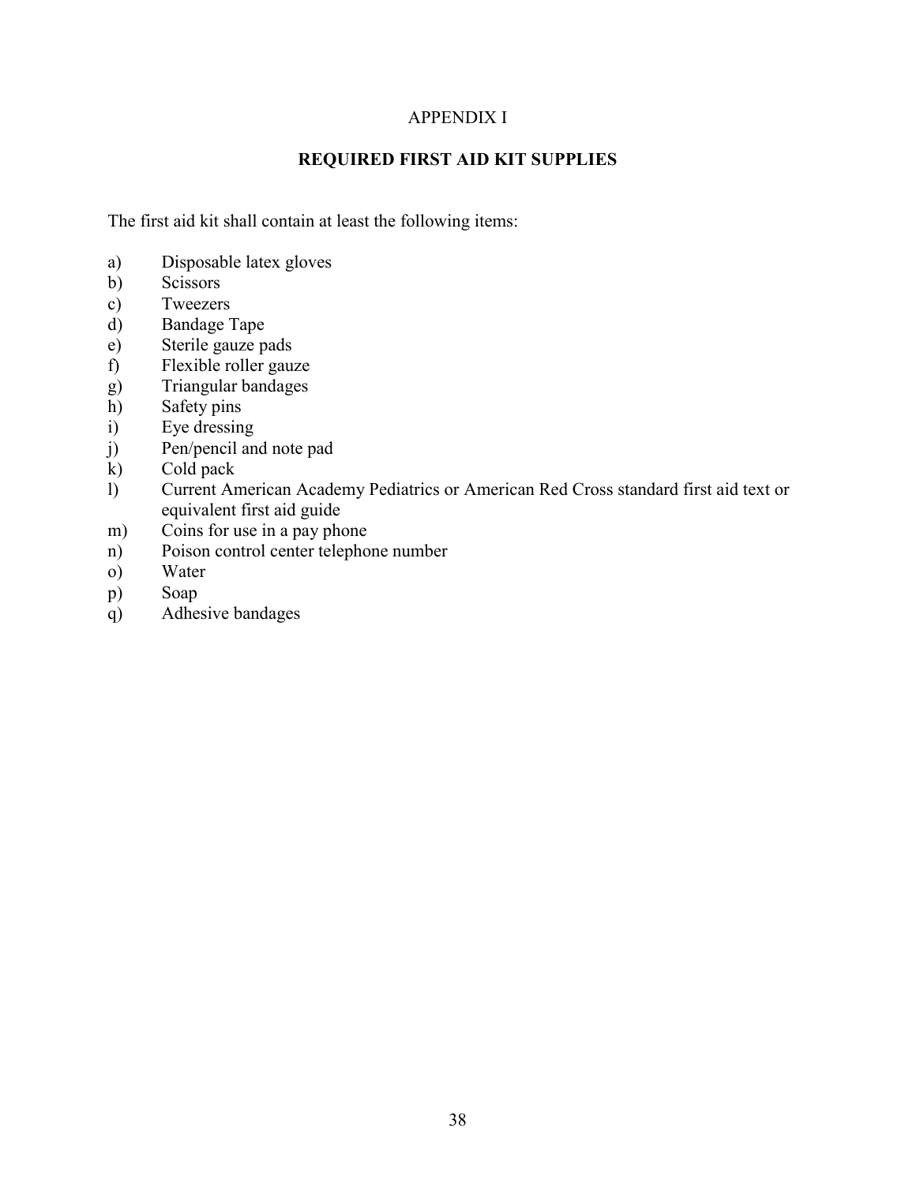APPENDIX I

## REQUIRED FIRST AID KIT SUPPLIES

The first aid kit shall contain at least the following items:

a) Disposable latex gloves
b) Scissors
c) Tweezers
d) Bandage Tape
e) Sterile gauze pads
f) Flexible roller gauze
g) Triangular bandages
h) Safety pins
i) Eye dressing
j) Pen/pencil and note pad
k) Cold pack
l) Current American Academy Pediatrics or American Red Cross standard first aid text or equivalent first aid guide
m) Coins for use in a pay phone
n) Poison control center telephone number
o) Water
p) Soap
q) Adhesive bandages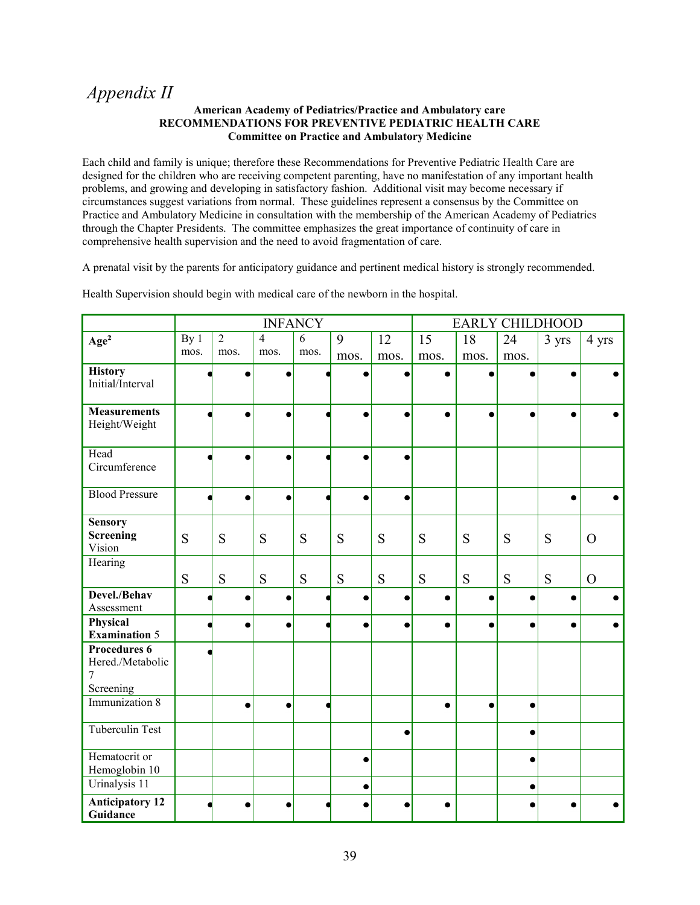# *Appendix II*

**American Academy of Pediatrics/Practice and Ambulatory care**
**RECOMMENDATIONS FOR PREVENTIVE PEDIATRIC HEALTH CARE**
**Committee on Practice and Ambulatory Medicine**

Each child and family is unique; therefore these Recommendations for Preventive Pediatric Health Care are designed for the children who are receiving competent parenting, have no manifestation of any important health problems, and growing and developing in satisfactory fashion. Additional visit may become necessary if circumstances suggest variations from normal. These guidelines represent a consensus by the Committee on Practice and Ambulatory Medicine in consultation with the membership of the American Academy of Pediatrics through the Chapter Presidents. The committee emphasizes the great importance of continuity of care in comprehensive health supervision and the need to avoid fragmentation of care.

A prenatal visit by the parents for anticipatory guidance and pertinent medical history is strongly recommended.

Health Supervision should begin with medical care of the newborn in the hospital.

| | INFANCY | | | | | | EARLY CHILDHOOD | | | | |
|---|---|---|---|---|---|---|---|---|---|---|---|
| **Age[2]** | By 1 mos. | 2 mos. | 4 mos. | 6 mos. | 9 mos. | 12 mos. | 15 mos. | 18 mos. | 24 mos. | 3 yrs | 4 yrs |
| **History** Initial/Interval | ● | ● | ● | ● | ● | ● | ● | ● | ● | ● | ● |
| **Measurements** Height/Weight | ● | ● | ● | ● | ● | ● | ● | ● | ● | ● | ● |
| Head Circumference | ● | ● | ● | ● | ● | ● | | | | | |
| Blood Pressure | ● | ● | ● | ● | ● | ● | | | | ● | ● |
| **Sensory Screening** Vision | S | S | S | S | S | S | S | S | S | S | O |
| Hearing | S | S | S | S | S | S | S | S | S | S | O |
| **Devel./Behav** Assessment | ● | ● | ● | ● | ● | ● | ● | ● | ● | ● | ● |
| **Physical Examination** 5 | ● | ● | ● | ● | ● | ● | ● | ● | ● | ● | ● |
| **Procedures 6** Hered./Metabolic 7 Screening | ● | | | | | | | | | | |
| Immunization 8 | | ● | ● | ● | | | ● | ● | ● | | |
| Tuberculin Test | | | | | | ● | | | ● | | |
| Hematocrit or Hemoglobin 10 | | | | | ● | | | | ● | | |
| Urinalysis 11 | | | | | ● | | | | ● | | |
| **Anticipatory 12 Guidance** | ● | ● | ● | ● | ● | ● | ● | | ● | ● | ● |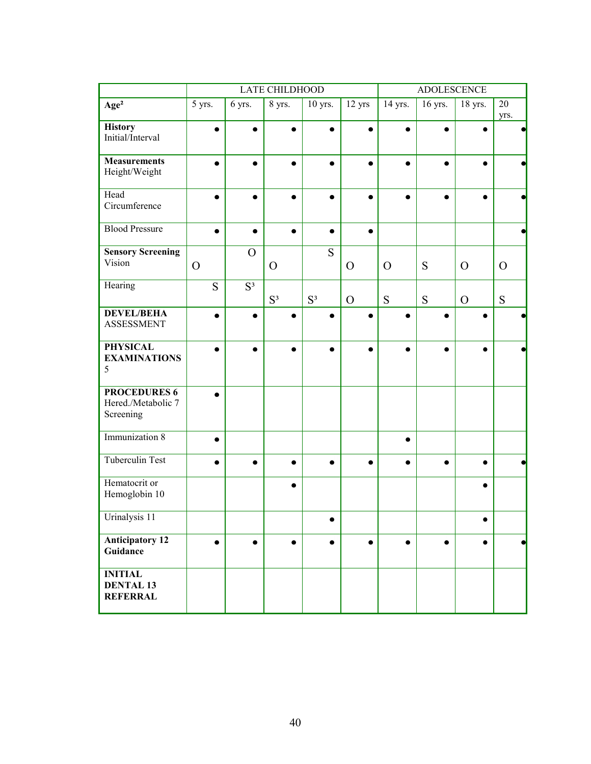| | LATE CHILDHOOD | | | | | ADOLESCENCE | | | |
|---|---|---|---|---|---|---|---|---|---|
| **Age[2]** | 5 yrs. | 6 yrs. | 8 yrs. | 10 yrs. | 12 yrs | 14 yrs. | 16 yrs. | 18 yrs. | 20 yrs. |
| **History** Initial/Interval | ● | ● | ● | ● | ● | ● | ● | ● | ● |
| **Measurements** Height/Weight | ● | ● | ● | ● | ● | ● | ● | ● | ● |
| Head Circumference | ● | ● | ● | ● | ● | ● | ● | ● | ● |
| Blood Pressure | ● | ● | ● | ● | ● | | | | ● |
| **Sensory Screening** Vision | O | O | O | S | O | O | S | O | O |
| Hearing | S | S[3] | S[3] | S[3] | O | S | S | O | S |
| **DEVEL/BEHA** ASSESSMENT | ● | ● | ● | ● | ● | ● | ● | ● | ● |
| **PHYSICAL EXAMINATIONS** 5 | ● | ● | ● | ● | ● | ● | ● | ● | ● |
| **PROCEDURES 6** Hered./Metabolic 7 Screening | ● | | | | | | | | |
| Immunization 8 | ● | | | | | ● | | | |
| Tuberculin Test | ● | ● | ● | ● | ● | ● | ● | ● | ● |
| Hematocrit or Hemoglobin 10 | | | ● | | | | | ● | |
| Urinalysis 11 | | | | ● | | | | ● | |
| **Anticipatory 12 Guidance** | ● | ● | ● | ● | ● | ● | ● | ● | ● |
| **INITIAL DENTAL 13 REFERRAL** | | | | | | | | | |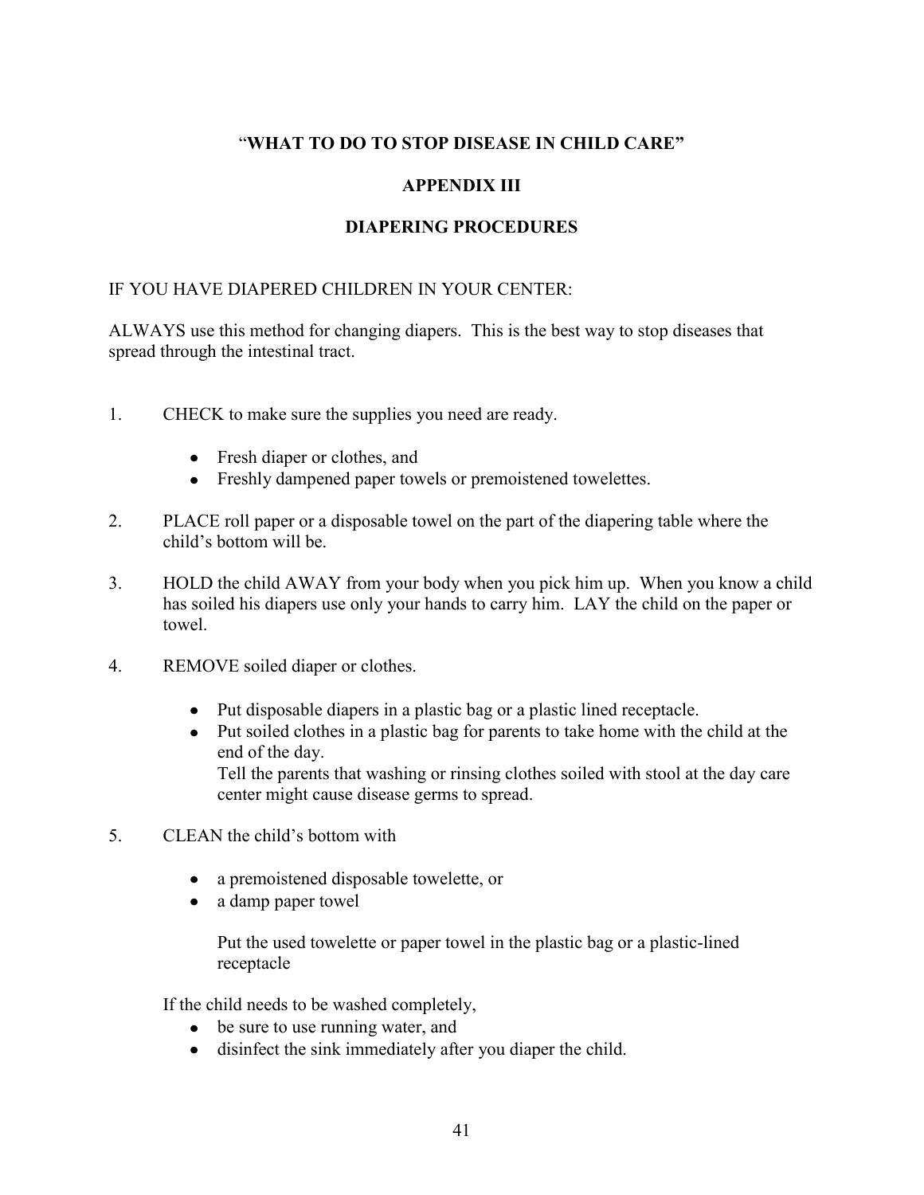## "WHAT TO DO TO STOP DISEASE IN CHILD CARE"

## APPENDIX III

## DIAPERING PROCEDURES

IF YOU HAVE DIAPERED CHILDREN IN YOUR CENTER:

ALWAYS use this method for changing diapers. This is the best way to stop diseases that spread through the intestinal tract.

1. CHECK to make sure the supplies you need are ready.
   - Fresh diaper or clothes, and
   - Freshly dampened paper towels or premoistened towelettes.

2. PLACE roll paper or a disposable towel on the part of the diapering table where the child's bottom will be.

3. HOLD the child AWAY from your body when you pick him up. When you know a child has soiled his diapers use only your hands to carry him. LAY the child on the paper or towel.

4. REMOVE soiled diaper or clothes.
   - Put disposable diapers in a plastic bag or a plastic lined receptacle.
   - Put soiled clothes in a plastic bag for parents to take home with the child at the end of the day.
     Tell the parents that washing or rinsing clothes soiled with stool at the day care center might cause disease germs to spread.

5. CLEAN the child's bottom with
   - a premoistened disposable towelette, or
   - a damp paper towel

     Put the used towelette or paper towel in the plastic bag or a plastic-lined receptacle

   If the child needs to be washed completely,
   - be sure to use running water, and
   - disinfect the sink immediately after you diaper the child.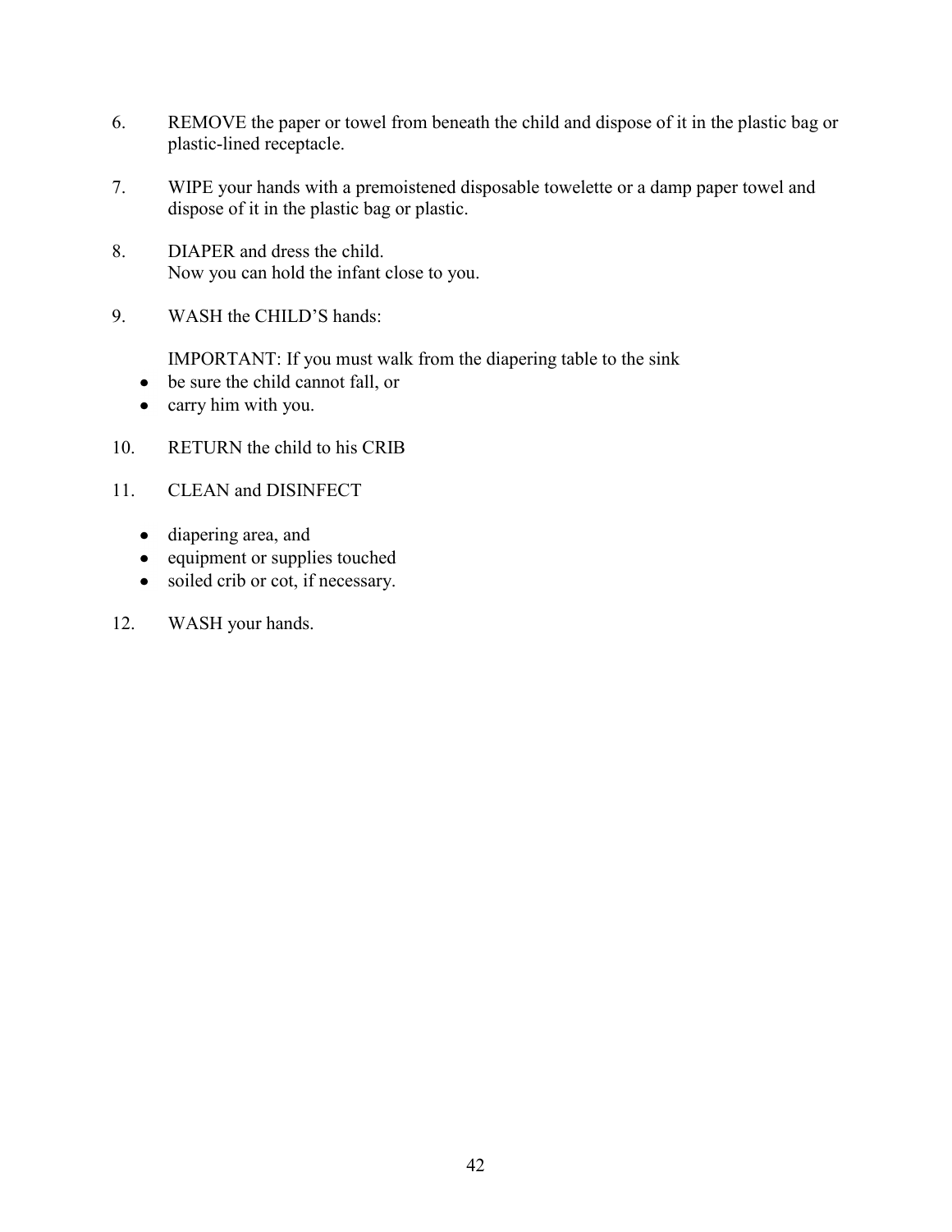6. REMOVE the paper or towel from beneath the child and dispose of it in the plastic bag or plastic-lined receptacle.

7. WIPE your hands with a premoistened disposable towelette or a damp paper towel and dispose of it in the plastic bag or plastic.

8. DIAPER and dress the child.
   Now you can hold the infant close to you.

9. WASH the CHILD'S hands:

   IMPORTANT: If you must walk from the diapering table to the sink
   - be sure the child cannot fall, or
   - carry him with you.

10. RETURN the child to his CRIB

11. CLEAN and DISINFECT

    - diapering area, and
    - equipment or supplies touched
    - soiled crib or cot, if necessary.

12. WASH your hands.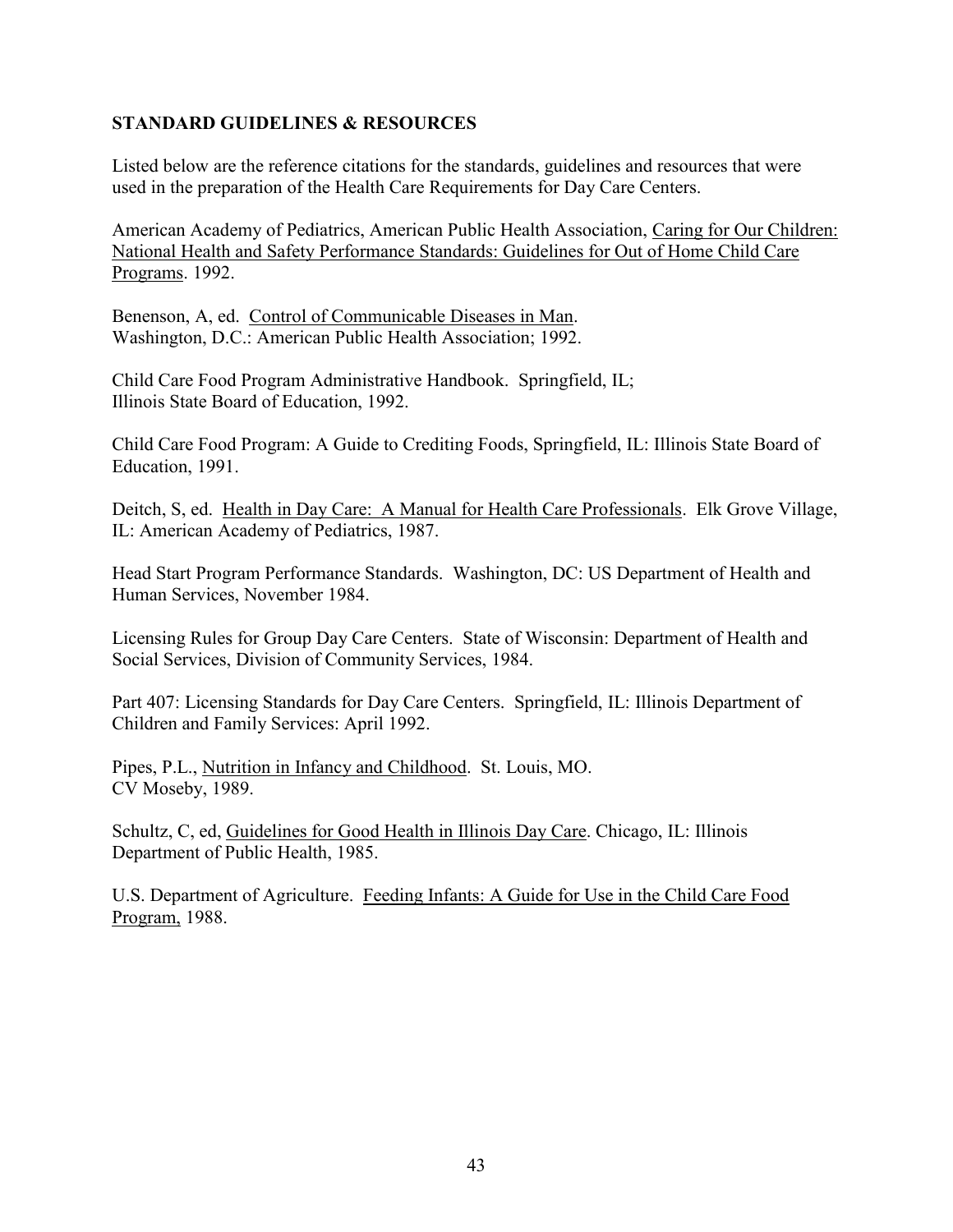## STANDARD GUIDELINES & RESOURCES

Listed below are the reference citations for the standards, guidelines and resources that were used in the preparation of the Health Care Requirements for Day Care Centers.

American Academy of Pediatrics, American Public Health Association, Caring for Our Children: National Health and Safety Performance Standards: Guidelines for Out of Home Child Care Programs. 1992.

Benenson, A, ed. Control of Communicable Diseases in Man. Washington, D.C.: American Public Health Association; 1992.

Child Care Food Program Administrative Handbook. Springfield, IL; Illinois State Board of Education, 1992.

Child Care Food Program: A Guide to Crediting Foods, Springfield, IL: Illinois State Board of Education, 1991.

Deitch, S, ed. Health in Day Care: A Manual for Health Care Professionals. Elk Grove Village, IL: American Academy of Pediatrics, 1987.

Head Start Program Performance Standards. Washington, DC: US Department of Health and Human Services, November 1984.

Licensing Rules for Group Day Care Centers. State of Wisconsin: Department of Health and Social Services, Division of Community Services, 1984.

Part 407: Licensing Standards for Day Care Centers. Springfield, IL: Illinois Department of Children and Family Services: April 1992.

Pipes, P.L., Nutrition in Infancy and Childhood. St. Louis, MO. CV Moseby, 1989.

Schultz, C, ed, Guidelines for Good Health in Illinois Day Care. Chicago, IL: Illinois Department of Public Health, 1985.

U.S. Department of Agriculture. Feeding Infants: A Guide for Use in the Child Care Food Program, 1988.